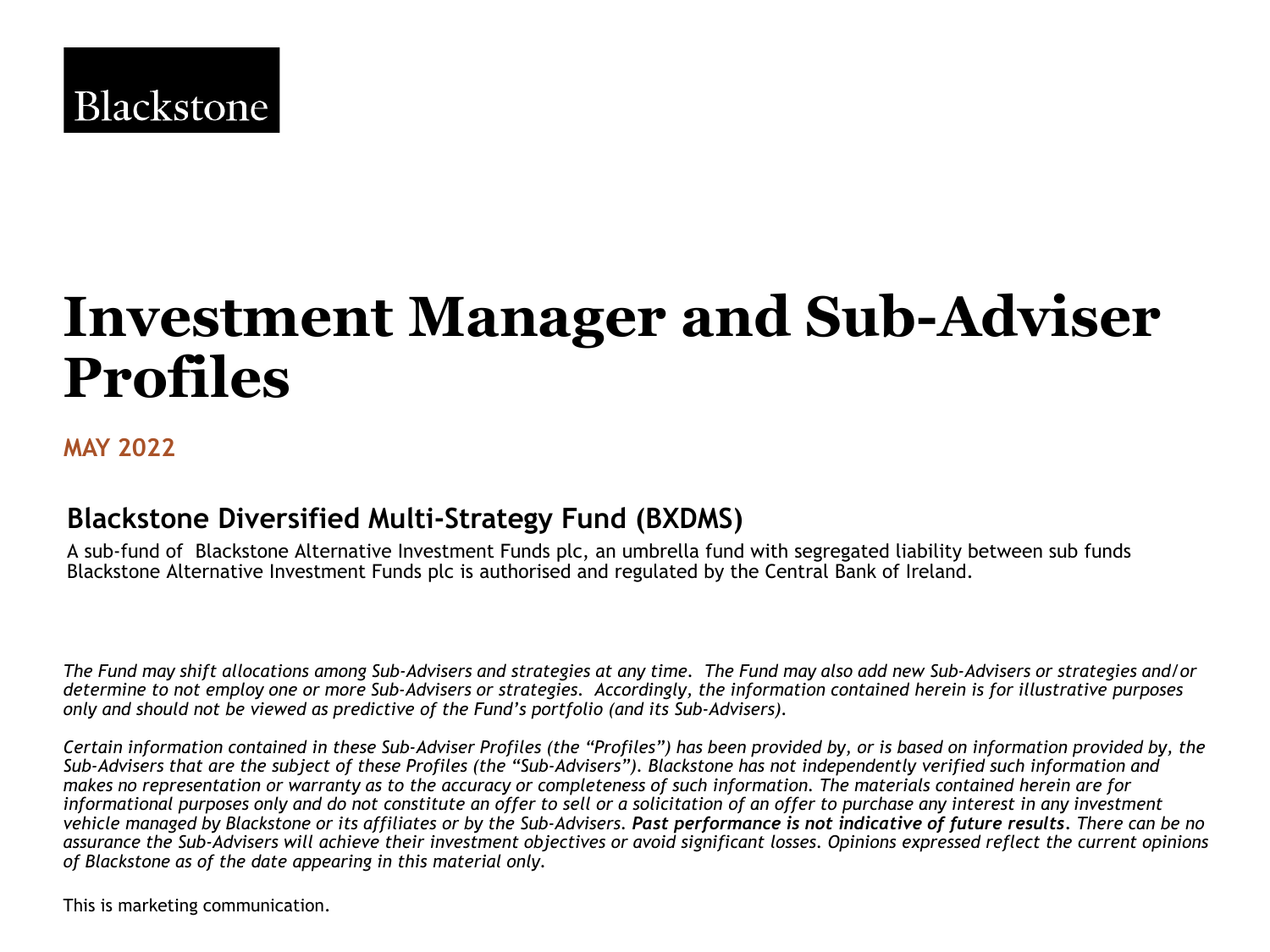Blackstone

# Investment Manager and Sub-Adviser Profiles

**MAY 2022**

## Blackstone Diversified Multi-Strategy Fund (BXDMS)

A sub-fund of Blackstone Alternative Investment Funds plc, an umbrella fund with segregated liability between sub funds Blackstone Alternative Investment Funds plc is authorised and regulated by the Central Bank of Ireland.

*The Fund may shift allocations among Sub-Advisers and strategies at any time. The Fund may also add new Sub-Advisers or strategies and/or determine to not employ one or more Sub-Advisers or strategies. Accordingly, the information contained herein is for illustrative purposes only and should not be viewed as predictive of the Fund's portfolio (and its Sub-Advisers).*

*Certain information contained in these Sub-Adviser Profiles (the "Profiles") has been provided by, or is based on information provided by, the Sub-Advisers that are the subject of these Profiles (the "Sub-Advisers"). Blackstone has not independently verified such information and makes no representation or warranty as to the accuracy or completeness of such information. The materials contained herein are for informational purposes only and do not constitute an offer to sell or a solicitation of an offer to purchase any interest in any investment vehicle managed by Blackstone or its affiliates or by the Sub-Advisers.* ***Past performance is not indicative of future results****. There can be no assurance the Sub-Advisers will achieve their investment objectives or avoid significant losses. Opinions expressed reflect the current opinions of Blackstone as of the date appearing in this material only.*

This is marketing communication.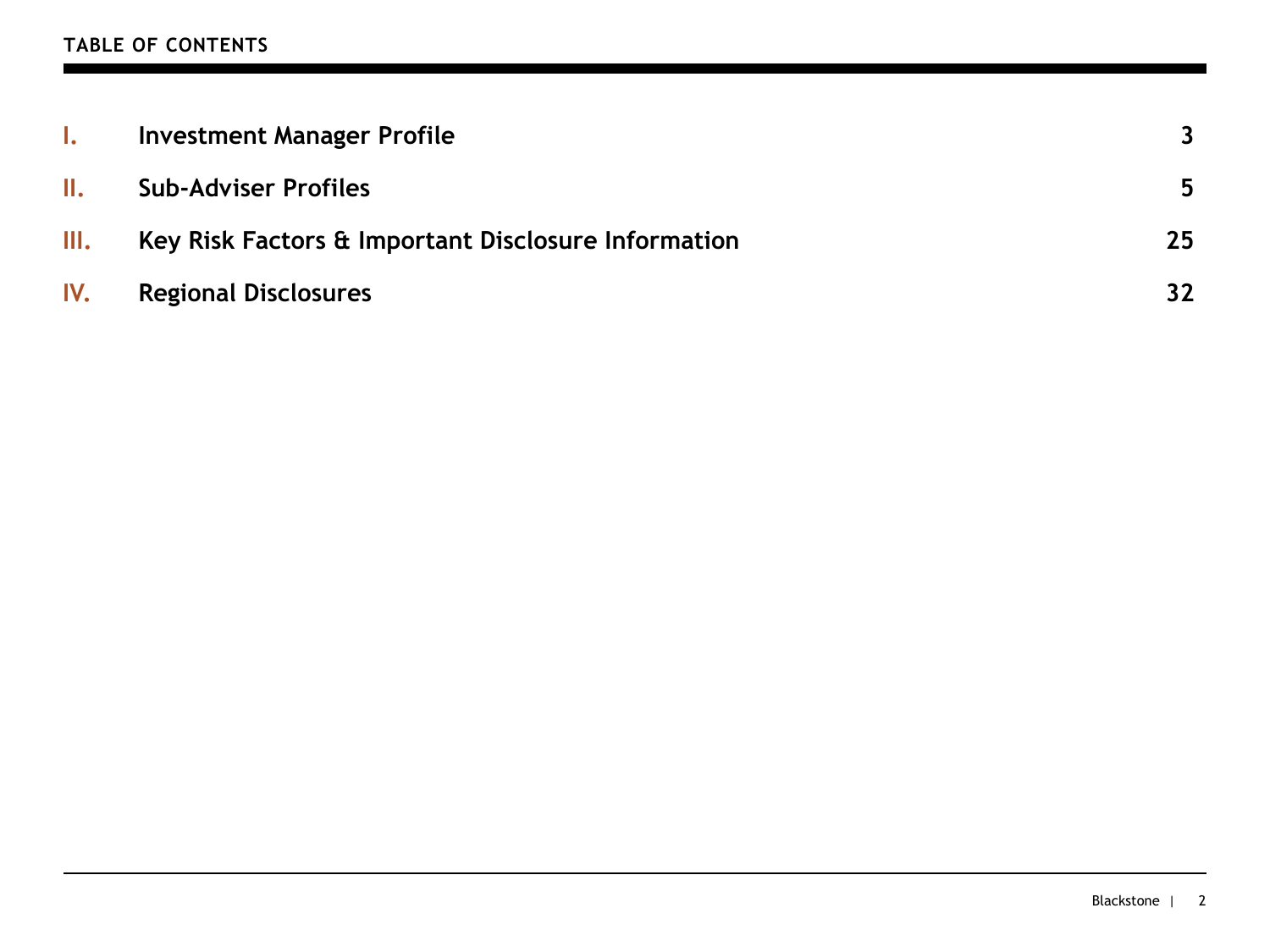## TABLE OF CONTENTS

| | | |
|---|---|---|
| **I.** | **Investment Manager Profile** | **3** |
| **II.** | **Sub-Adviser Profiles** | **5** |
| **III.** | **Key Risk Factors & Important Disclosure Information** | **25** |
| **IV.** | **Regional Disclosures** | **32** |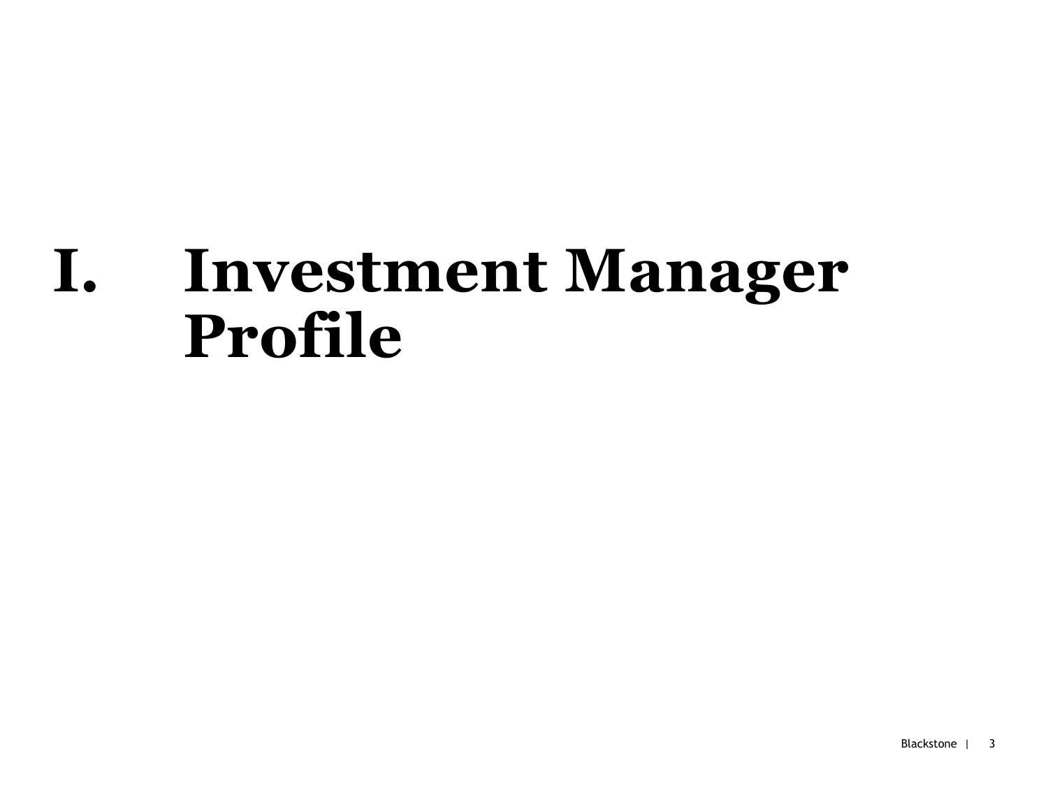# I. Investment Manager Profile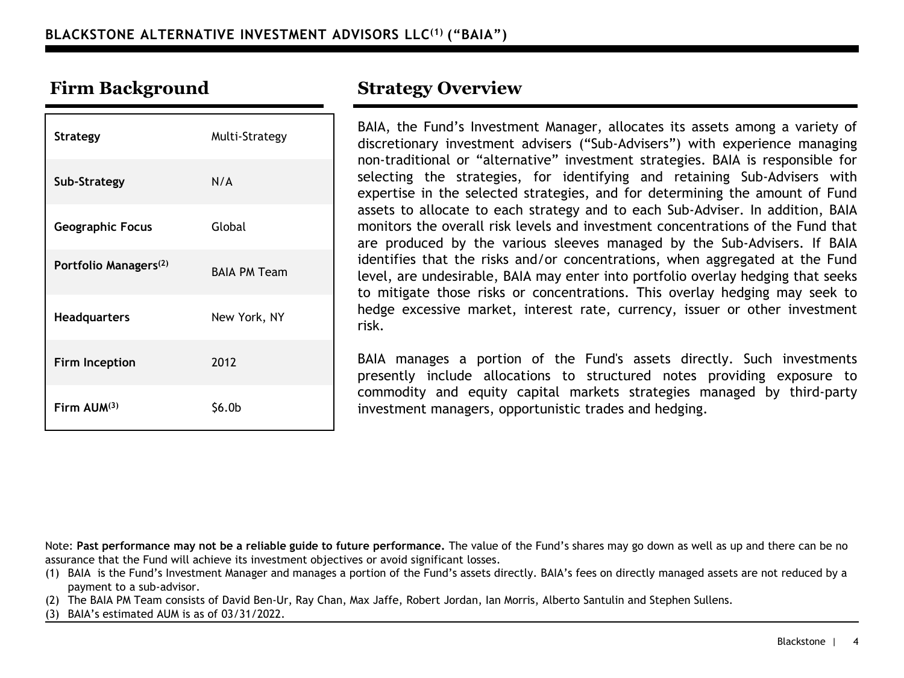# BLACKSTONE ALTERNATIVE INVESTMENT ADVISORS LLC[(1)] ("BAIA")

## Firm Background

| | |
|---|---|
| **Strategy** | Multi-Strategy |
| **Sub-Strategy** | N/A |
| **Geographic Focus** | Global |
| **Portfolio Managers[(2)]** | BAIA PM Team |
| **Headquarters** | New York, NY |
| **Firm Inception** | 2012 |
| **Firm AUM[(3)]** | $6.0b |

## Strategy Overview

BAIA, the Fund's Investment Manager, allocates its assets among a variety of discretionary investment advisers ("Sub-Advisers") with experience managing non-traditional or "alternative" investment strategies. BAIA is responsible for selecting the strategies, for identifying and retaining Sub-Advisers with expertise in the selected strategies, and for determining the amount of Fund assets to allocate to each strategy and to each Sub-Adviser. In addition, BAIA monitors the overall risk levels and investment concentrations of the Fund that are produced by the various sleeves managed by the Sub-Advisers. If BAIA identifies that the risks and/or concentrations, when aggregated at the Fund level, are undesirable, BAIA may enter into portfolio overlay hedging that seeks to mitigate those risks or concentrations. This overlay hedging may seek to hedge excessive market, interest rate, currency, issuer or other investment risk.

BAIA manages a portion of the Fund's assets directly. Such investments presently include allocations to structured notes providing exposure to commodity and equity capital markets strategies managed by third-party investment managers, opportunistic trades and hedging.

Note: **Past performance may not be a reliable guide to future performance.** The value of the Fund's shares may go down as well as up and there can be no assurance that the Fund will achieve its investment objectives or avoid significant losses.

(1) BAIA is the Fund's Investment Manager and manages a portion of the Fund's assets directly. BAIA's fees on directly managed assets are not reduced by a payment to a sub-advisor.

(2) The BAIA PM Team consists of David Ben-Ur, Ray Chan, Max Jaffe, Robert Jordan, Ian Morris, Alberto Santulin and Stephen Sullens.

(3) BAIA's estimated AUM is as of 03/31/2022.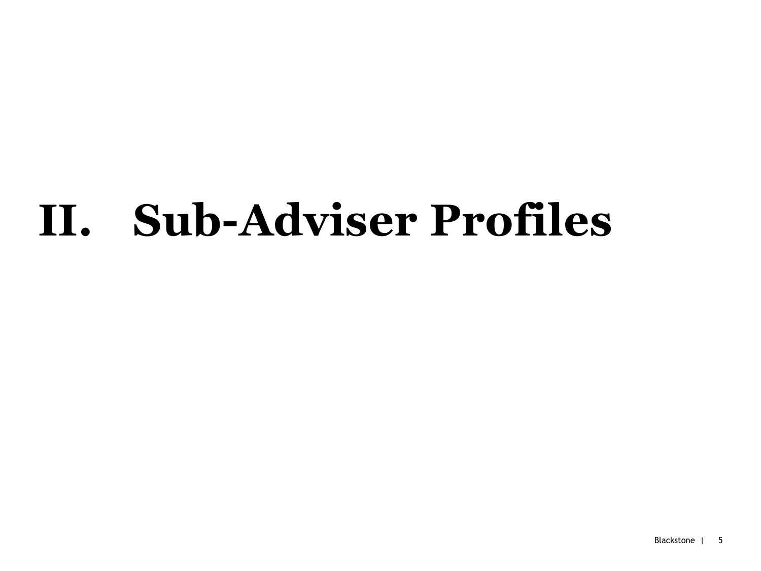# II. Sub-Adviser Profiles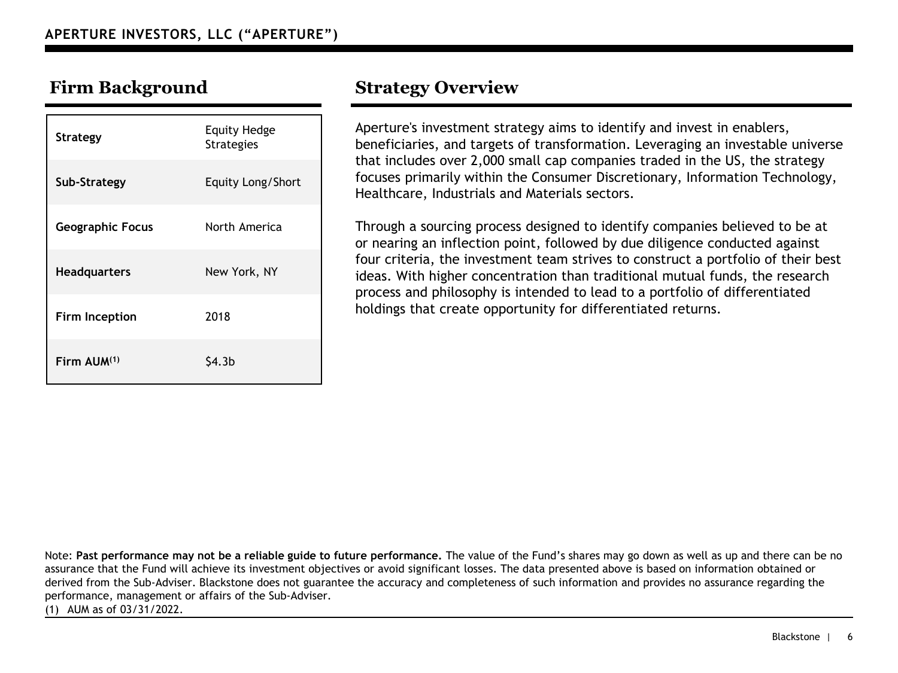# APERTURE INVESTORS, LLC ("APERTURE")

## Firm Background

| | |
|---|---|
| **Strategy** | Equity Hedge Strategies |
| **Sub-Strategy** | Equity Long/Short |
| **Geographic Focus** | North America |
| **Headquarters** | New York, NY |
| **Firm Inception** | 2018 |
| **Firm AUM[1]** | $4.3b |

## Strategy Overview

Aperture's investment strategy aims to identify and invest in enablers, beneficiaries, and targets of transformation. Leveraging an investable universe that includes over 2,000 small cap companies traded in the US, the strategy focuses primarily within the Consumer Discretionary, Information Technology, Healthcare, Industrials and Materials sectors.

Through a sourcing process designed to identify companies believed to be at or nearing an inflection point, followed by due diligence conducted against four criteria, the investment team strives to construct a portfolio of their best ideas. With higher concentration than traditional mutual funds, the research process and philosophy is intended to lead to a portfolio of differentiated holdings that create opportunity for differentiated returns.

Note: **Past performance may not be a reliable guide to future performance.** The value of the Fund's shares may go down as well as up and there can be no assurance that the Fund will achieve its investment objectives or avoid significant losses. The data presented above is based on information obtained or derived from the Sub-Adviser. Blackstone does not guarantee the accuracy and completeness of such information and provides no assurance regarding the performance, management or affairs of the Sub-Adviser.

(1) AUM as of 03/31/2022.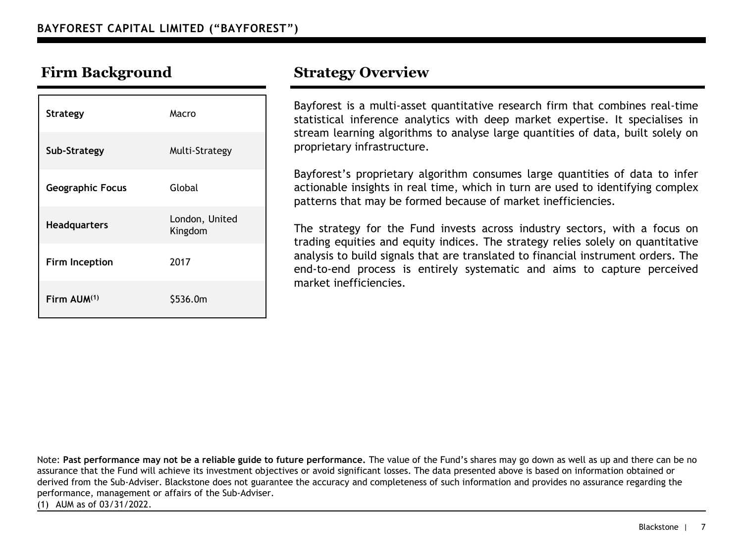# BAYFOREST CAPITAL LIMITED ("BAYFOREST")

## Firm Background

| | |
|---|---|
| **Strategy** | Macro |
| **Sub-Strategy** | Multi-Strategy |
| **Geographic Focus** | Global |
| **Headquarters** | London, United Kingdom |
| **Firm Inception** | 2017 |
| **Firm AUM**[1] | $536.0m |

## Strategy Overview

Bayforest is a multi-asset quantitative research firm that combines real-time statistical inference analytics with deep market expertise. It specialises in stream learning algorithms to analyse large quantities of data, built solely on proprietary infrastructure.

Bayforest's proprietary algorithm consumes large quantities of data to infer actionable insights in real time, which in turn are used to identifying complex patterns that may be formed because of market inefficiencies.

The strategy for the Fund invests across industry sectors, with a focus on trading equities and equity indices. The strategy relies solely on quantitative analysis to build signals that are translated to financial instrument orders. The end-to-end process is entirely systematic and aims to capture perceived market inefficiencies.

Note: **Past performance may not be a reliable guide to future performance.** The value of the Fund's shares may go down as well as up and there can be no assurance that the Fund will achieve its investment objectives or avoid significant losses. The data presented above is based on information obtained or derived from the Sub-Adviser. Blackstone does not guarantee the accuracy and completeness of such information and provides no assurance regarding the performance, management or affairs of the Sub-Adviser.

(1) AUM as of 03/31/2022.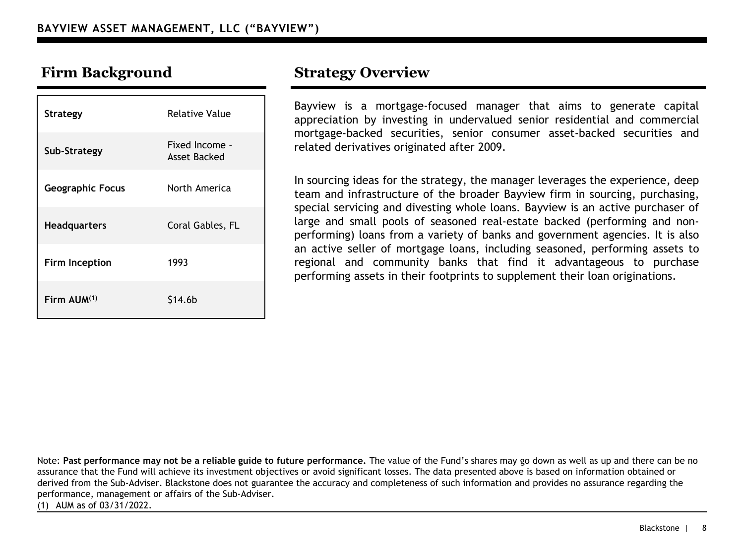# BAYVIEW ASSET MANAGEMENT, LLC ("BAYVIEW")

## Firm Background

| | |
|---|---|
| **Strategy** | Relative Value |
| **Sub-Strategy** | Fixed Income – Asset Backed |
| **Geographic Focus** | North America |
| **Headquarters** | Coral Gables, FL |
| **Firm Inception** | 1993 |
| **Firm AUM(1)** | $14.6b |

## Strategy Overview

Bayview is a mortgage-focused manager that aims to generate capital appreciation by investing in undervalued senior residential and commercial mortgage-backed securities, senior consumer asset-backed securities and related derivatives originated after 2009.

In sourcing ideas for the strategy, the manager leverages the experience, deep team and infrastructure of the broader Bayview firm in sourcing, purchasing, special servicing and divesting whole loans. Bayview is an active purchaser of large and small pools of seasoned real-estate backed (performing and non-performing) loans from a variety of banks and government agencies. It is also an active seller of mortgage loans, including seasoned, performing assets to regional and community banks that find it advantageous to purchase performing assets in their footprints to supplement their loan originations.

Note: **Past performance may not be a reliable guide to future performance.** The value of the Fund's shares may go down as well as up and there can be no assurance that the Fund will achieve its investment objectives or avoid significant losses. The data presented above is based on information obtained or derived from the Sub-Adviser. Blackstone does not guarantee the accuracy and completeness of such information and provides no assurance regarding the performance, management or affairs of the Sub-Adviser.

(1) AUM as of 03/31/2022.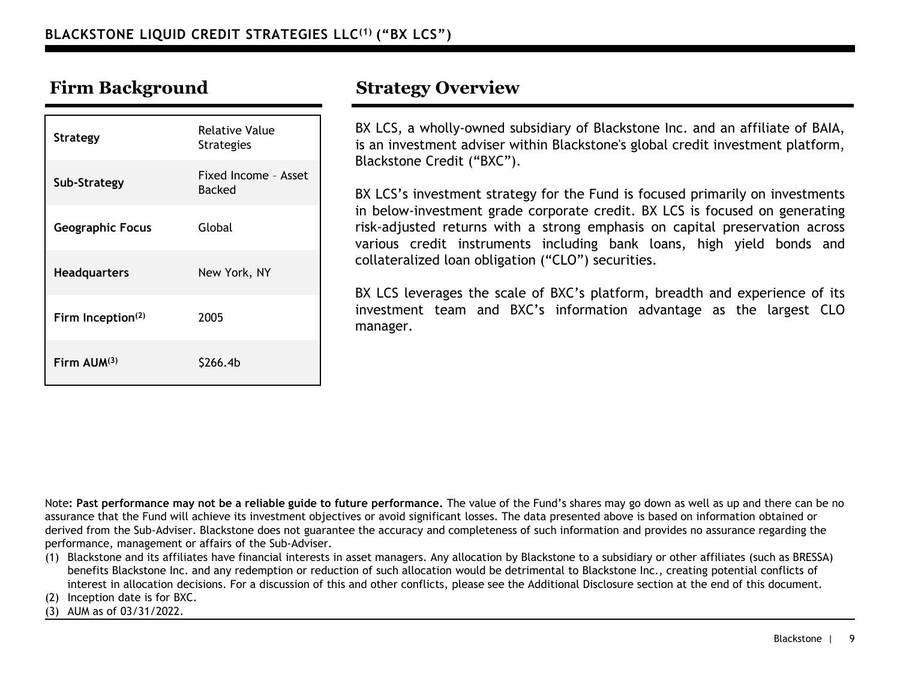# BLACKSTONE LIQUID CREDIT STRATEGIES LLC[1] ("BX LCS")

## Firm Background

| | |
|---|---|
| **Strategy** | Relative Value Strategies |
| **Sub-Strategy** | Fixed Income – Asset Backed |
| **Geographic Focus** | Global |
| **Headquarters** | New York, NY |
| **Firm Inception[2]** | 2005 |
| **Firm AUM[3]** | $266.4b |

## Strategy Overview

BX LCS, a wholly-owned subsidiary of Blackstone Inc. and an affiliate of BAIA, is an investment adviser within Blackstone's global credit investment platform, Blackstone Credit ("BXC").

BX LCS's investment strategy for the Fund is focused primarily on investments in below-investment grade corporate credit. BX LCS is focused on generating risk-adjusted returns with a strong emphasis on capital preservation across various credit instruments including bank loans, high yield bonds and collateralized loan obligation ("CLO") securities.

BX LCS leverages the scale of BXC's platform, breadth and experience of its investment team and BXC's information advantage as the largest CLO manager.

Note**: Past performance may not be a reliable guide to future performance.** The value of the Fund's shares may go down as well as up and there can be no assurance that the Fund will achieve its investment objectives or avoid significant losses. The data presented above is based on information obtained or derived from the Sub-Adviser. Blackstone does not guarantee the accuracy and completeness of such information and provides no assurance regarding the performance, management or affairs of the Sub-Adviser.

(1) Blackstone and its affiliates have financial interests in asset managers. Any allocation by Blackstone to a subsidiary or other affiliates (such as BRESSA) benefits Blackstone Inc. and any redemption or reduction of such allocation would be detrimental to Blackstone Inc., creating potential conflicts of interest in allocation decisions. For a discussion of this and other conflicts, please see the Additional Disclosure section at the end of this document.
(2) Inception date is for BXC.
(3) AUM as of 03/31/2022.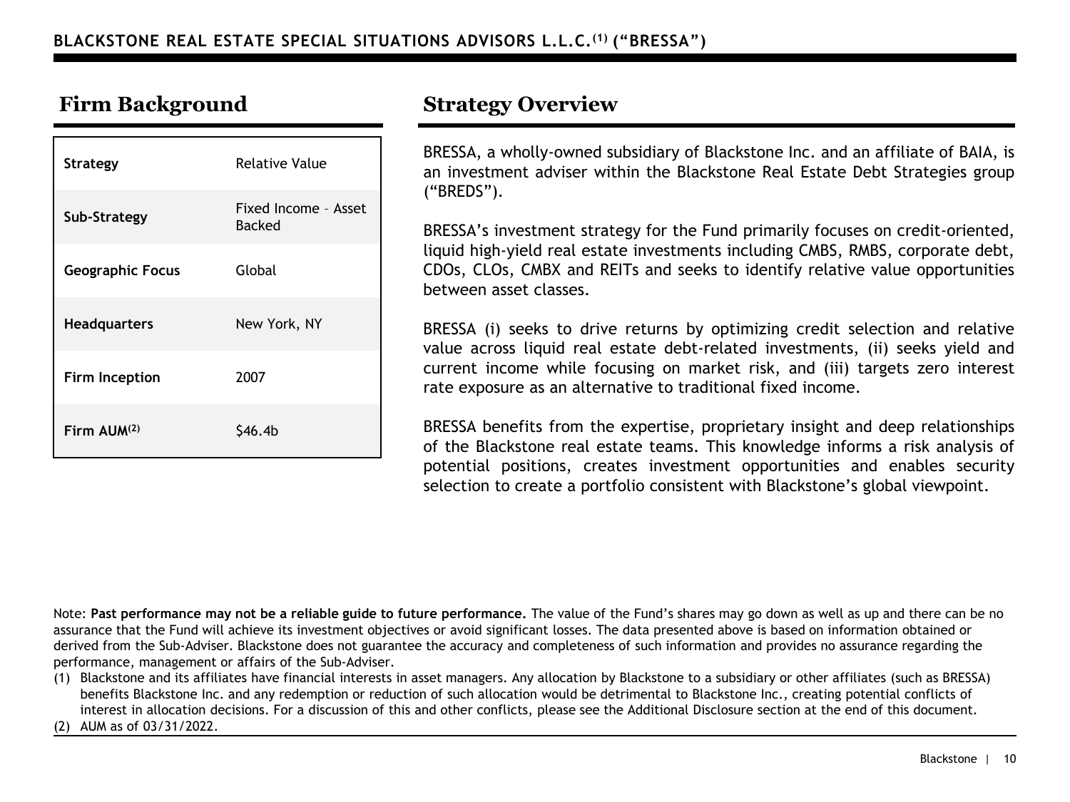# BLACKSTONE REAL ESTATE SPECIAL SITUATIONS ADVISORS L.L.C.[1] ("BRESSA")

## Firm Background

| | |
|---|---|
| **Strategy** | Relative Value |
| **Sub-Strategy** | Fixed Income – Asset Backed |
| **Geographic Focus** | Global |
| **Headquarters** | New York, NY |
| **Firm Inception** | 2007 |
| **Firm AUM[2]** | $46.4b |

## Strategy Overview

BRESSA, a wholly-owned subsidiary of Blackstone Inc. and an affiliate of BAIA, is an investment adviser within the Blackstone Real Estate Debt Strategies group ("BREDS").

BRESSA's investment strategy for the Fund primarily focuses on credit-oriented, liquid high-yield real estate investments including CMBS, RMBS, corporate debt, CDOs, CLOs, CMBX and REITs and seeks to identify relative value opportunities between asset classes.

BRESSA (i) seeks to drive returns by optimizing credit selection and relative value across liquid real estate debt-related investments, (ii) seeks yield and current income while focusing on market risk, and (iii) targets zero interest rate exposure as an alternative to traditional fixed income.

BRESSA benefits from the expertise, proprietary insight and deep relationships of the Blackstone real estate teams. This knowledge informs a risk analysis of potential positions, creates investment opportunities and enables security selection to create a portfolio consistent with Blackstone's global viewpoint.

Note: **Past performance may not be a reliable guide to future performance.** The value of the Fund's shares may go down as well as up and there can be no assurance that the Fund will achieve its investment objectives or avoid significant losses. The data presented above is based on information obtained or derived from the Sub-Adviser. Blackstone does not guarantee the accuracy and completeness of such information and provides no assurance regarding the performance, management or affairs of the Sub-Adviser.

(1) Blackstone and its affiliates have financial interests in asset managers. Any allocation by Blackstone to a subsidiary or other affiliates (such as BRESSA) benefits Blackstone Inc. and any redemption or reduction of such allocation would be detrimental to Blackstone Inc., creating potential conflicts of interest in allocation decisions. For a discussion of this and other conflicts, please see the Additional Disclosure section at the end of this document.

(2) AUM as of 03/31/2022.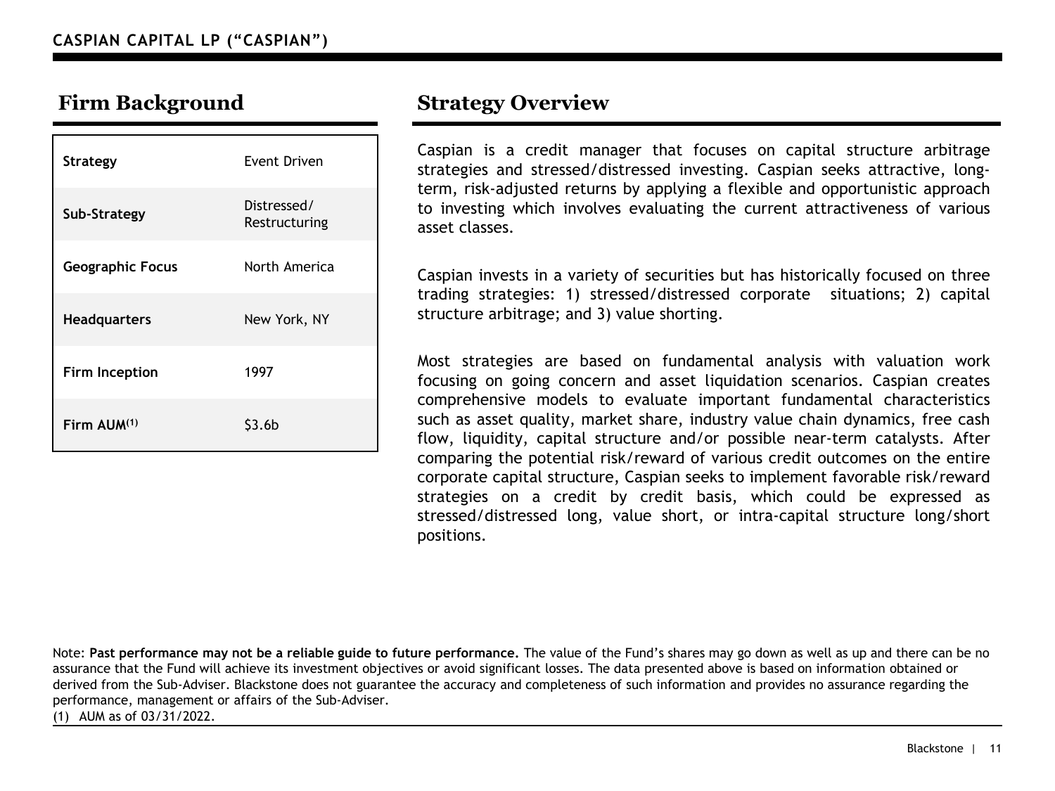**CASPIAN CAPITAL LP ("CASPIAN")**

## Firm Background

| | |
|---|---|
| **Strategy** | Event Driven |
| **Sub-Strategy** | Distressed/ Restructuring |
| **Geographic Focus** | North America |
| **Headquarters** | New York, NY |
| **Firm Inception** | 1997 |
| **Firm AUM(1)** | $3.6b |

## Strategy Overview

Caspian is a credit manager that focuses on capital structure arbitrage strategies and stressed/distressed investing. Caspian seeks attractive, long-term, risk-adjusted returns by applying a flexible and opportunistic approach to investing which involves evaluating the current attractiveness of various asset classes.

Caspian invests in a variety of securities but has historically focused on three trading strategies: 1) stressed/distressed corporate situations; 2) capital structure arbitrage; and 3) value shorting.

Most strategies are based on fundamental analysis with valuation work focusing on going concern and asset liquidation scenarios. Caspian creates comprehensive models to evaluate important fundamental characteristics such as asset quality, market share, industry value chain dynamics, free cash flow, liquidity, capital structure and/or possible near-term catalysts. After comparing the potential risk/reward of various credit outcomes on the entire corporate capital structure, Caspian seeks to implement favorable risk/reward strategies on a credit by credit basis, which could be expressed as stressed/distressed long, value short, or intra-capital structure long/short positions.

Note: **Past performance may not be a reliable guide to future performance.** The value of the Fund's shares may go down as well as up and there can be no assurance that the Fund will achieve its investment objectives or avoid significant losses. The data presented above is based on information obtained or derived from the Sub-Adviser. Blackstone does not guarantee the accuracy and completeness of such information and provides no assurance regarding the performance, management or affairs of the Sub-Adviser.

(1) AUM as of 03/31/2022.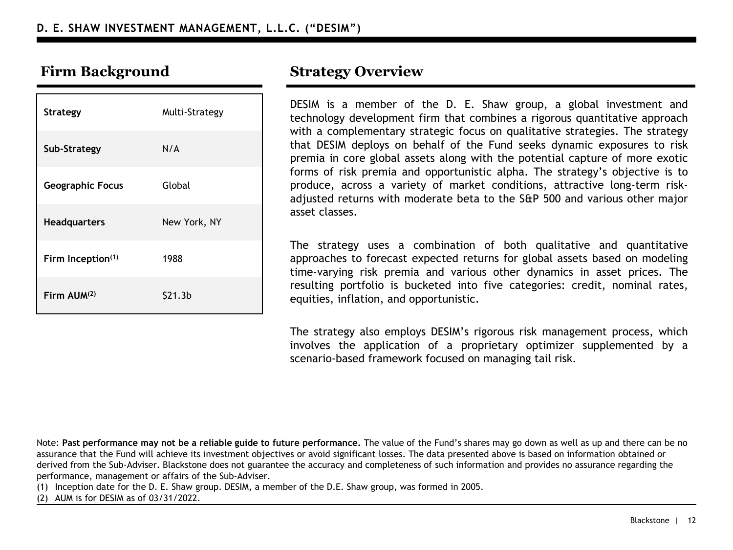# D. E. SHAW INVESTMENT MANAGEMENT, L.L.C. ("DESIM")

## Firm Background

| | |
|---|---|
| **Strategy** | Multi-Strategy |
| **Sub-Strategy** | N/A |
| **Geographic Focus** | Global |
| **Headquarters** | New York, NY |
| **Firm Inception**[1] | 1988 |
| **Firm AUM**[2] | $21.3b |

## Strategy Overview

DESIM is a member of the D. E. Shaw group, a global investment and technology development firm that combines a rigorous quantitative approach with a complementary strategic focus on qualitative strategies. The strategy that DESIM deploys on behalf of the Fund seeks dynamic exposures to risk premia in core global assets along with the potential capture of more exotic forms of risk premia and opportunistic alpha. The strategy's objective is to produce, across a variety of market conditions, attractive long-term risk-adjusted returns with moderate beta to the S&P 500 and various other major asset classes.

The strategy uses a combination of both qualitative and quantitative approaches to forecast expected returns for global assets based on modeling time-varying risk premia and various other dynamics in asset prices. The resulting portfolio is bucketed into five categories: credit, nominal rates, equities, inflation, and opportunistic.

The strategy also employs DESIM's rigorous risk management process, which involves the application of a proprietary optimizer supplemented by a scenario-based framework focused on managing tail risk.

Note: **Past performance may not be a reliable guide to future performance.** The value of the Fund's shares may go down as well as up and there can be no assurance that the Fund will achieve its investment objectives or avoid significant losses. The data presented above is based on information obtained or derived from the Sub-Adviser. Blackstone does not guarantee the accuracy and completeness of such information and provides no assurance regarding the performance, management or affairs of the Sub-Adviser.

(1) Inception date for the D. E. Shaw group. DESIM, a member of the D.E. Shaw group, was formed in 2005.

(2) AUM is for DESIM as of 03/31/2022.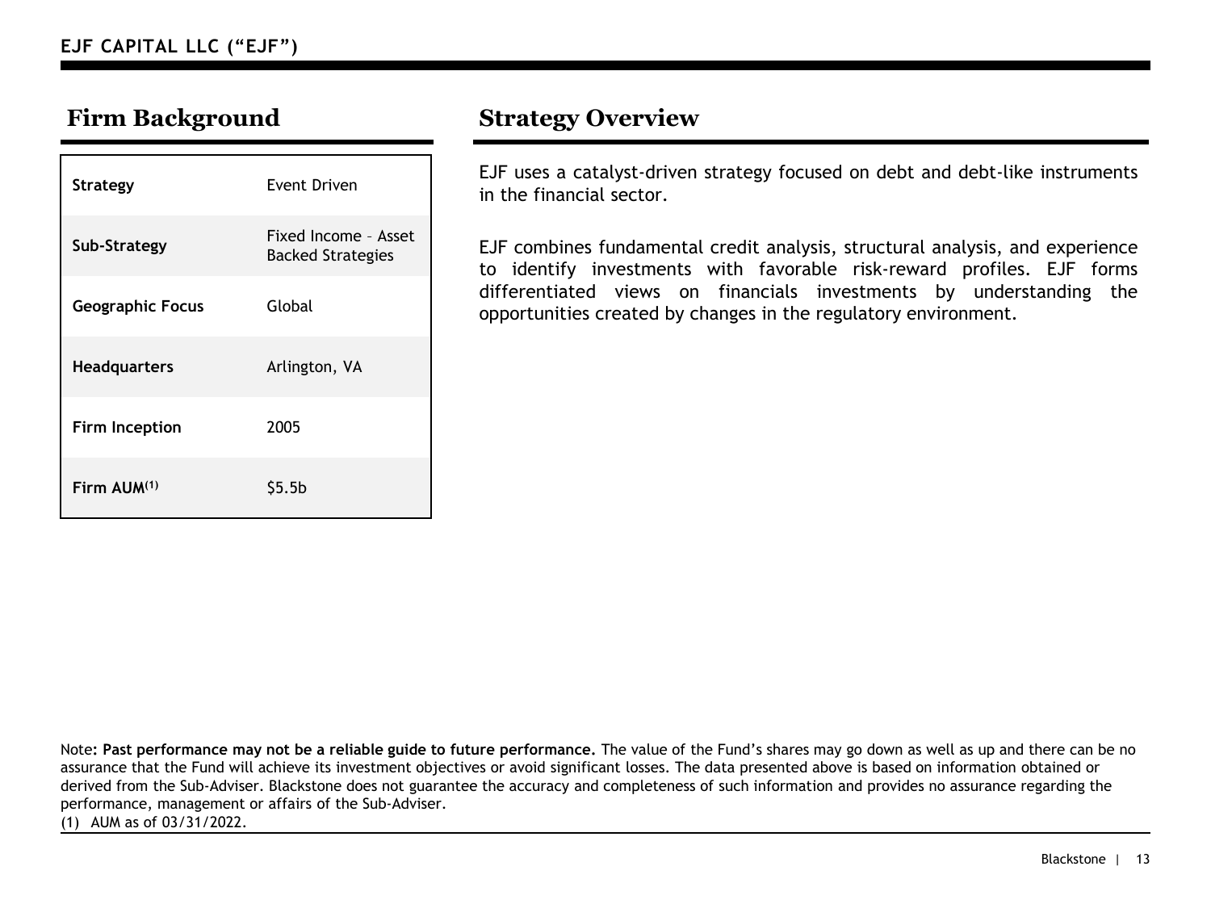**EJF CAPITAL LLC ("EJF")**

## Firm Background

| | |
|---|---|
| **Strategy** | Event Driven |
| **Sub-Strategy** | Fixed Income – Asset Backed Strategies |
| **Geographic Focus** | Global |
| **Headquarters** | Arlington, VA |
| **Firm Inception** | 2005 |
| **Firm AUM**[(1)] | $5.5b |

## Strategy Overview

EJF uses a catalyst-driven strategy focused on debt and debt-like instruments in the financial sector.

EJF combines fundamental credit analysis, structural analysis, and experience to identify investments with favorable risk-reward profiles. EJF forms differentiated views on financials investments by understanding the opportunities created by changes in the regulatory environment.

Note**: Past performance may not be a reliable guide to future performance.** The value of the Fund's shares may go down as well as up and there can be no assurance that the Fund will achieve its investment objectives or avoid significant losses. The data presented above is based on information obtained or derived from the Sub-Adviser. Blackstone does not guarantee the accuracy and completeness of such information and provides no assurance regarding the performance, management or affairs of the Sub-Adviser.

(1) AUM as of 03/31/2022.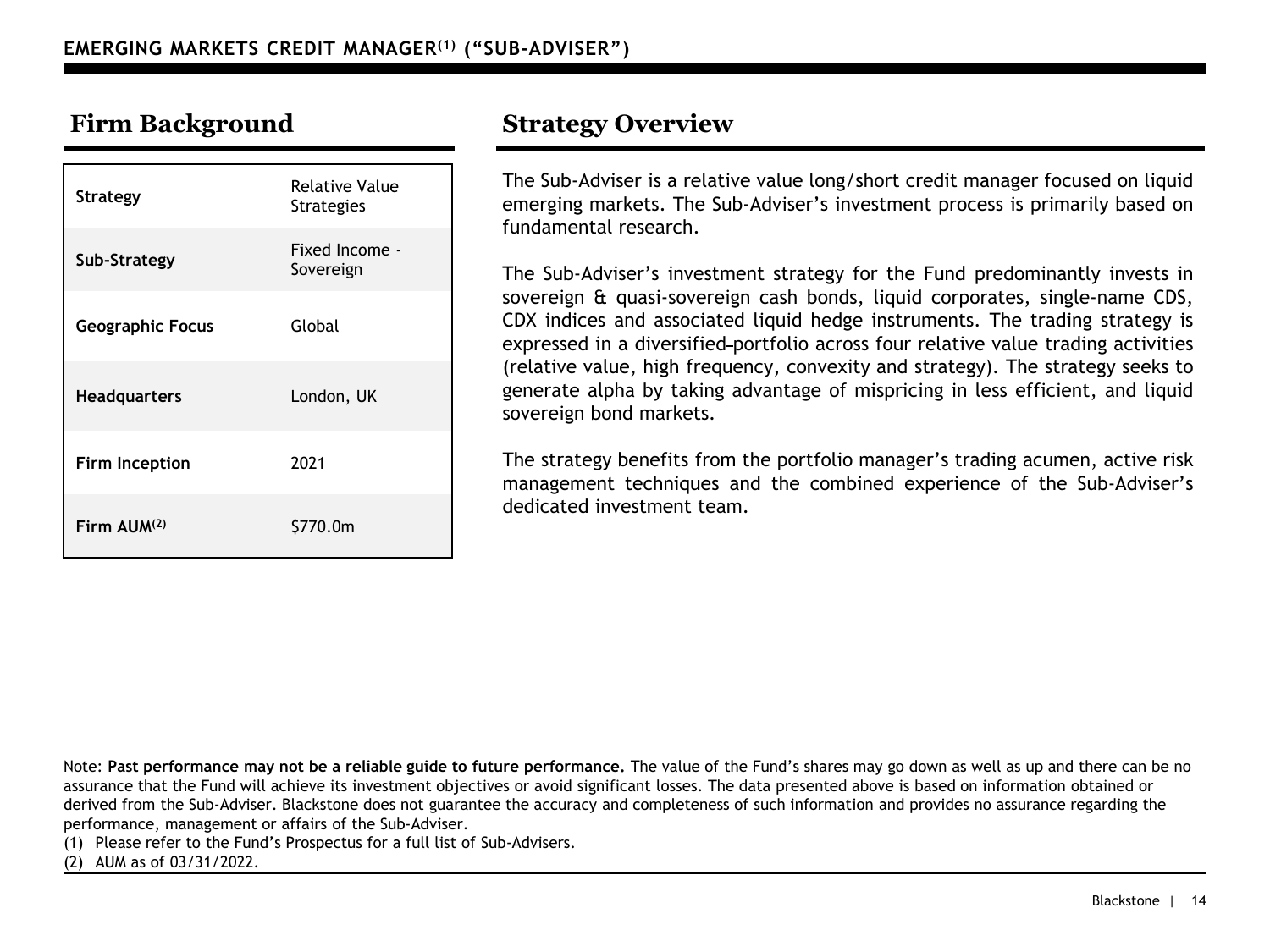# EMERGING MARKETS CREDIT MANAGER[1] ("SUB-ADVISER")

## Firm Background

| | |
|---|---|
| **Strategy** | Relative Value Strategies |
| **Sub-Strategy** | Fixed Income - Sovereign |
| **Geographic Focus** | Global |
| **Headquarters** | London, UK |
| **Firm Inception** | 2021 |
| **Firm AUM[2]** | $770.0m |

## Strategy Overview

The Sub-Adviser is a relative value long/short credit manager focused on liquid emerging markets. The Sub-Adviser's investment process is primarily based on fundamental research.

The Sub-Adviser's investment strategy for the Fund predominantly invests in sovereign & quasi-sovereign cash bonds, liquid corporates, single-name CDS, CDX indices and associated liquid hedge instruments. The trading strategy is expressed in a diversified portfolio across four relative value trading activities (relative value, high frequency, convexity and strategy). The strategy seeks to generate alpha by taking advantage of mispricing in less efficient, and liquid sovereign bond markets.

The strategy benefits from the portfolio manager's trading acumen, active risk management techniques and the combined experience of the Sub-Adviser's dedicated investment team.

Note: **Past performance may not be a reliable guide to future performance.** The value of the Fund's shares may go down as well as up and there can be no assurance that the Fund will achieve its investment objectives or avoid significant losses. The data presented above is based on information obtained or derived from the Sub-Adviser. Blackstone does not guarantee the accuracy and completeness of such information and provides no assurance regarding the performance, management or affairs of the Sub-Adviser.

(1) Please refer to the Fund's Prospectus for a full list of Sub-Advisers.

(2) AUM as of 03/31/2022.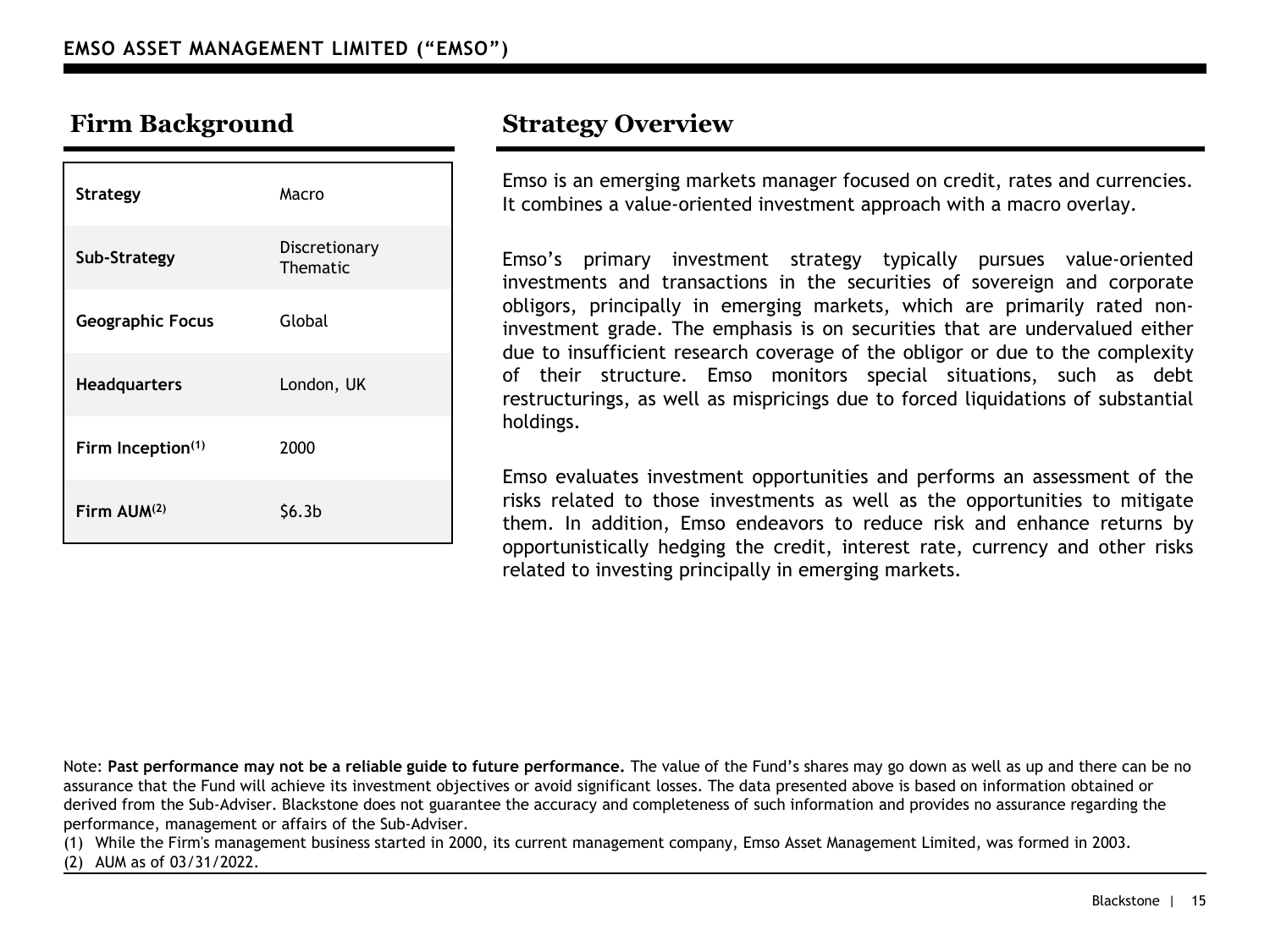# EMSO ASSET MANAGEMENT LIMITED ("EMSO")

## Firm Background

| | |
|---|---|
| **Strategy** | Macro |
| **Sub-Strategy** | Discretionary Thematic |
| **Geographic Focus** | Global |
| **Headquarters** | London, UK |
| **Firm Inception[(1)]** | 2000 |
| **Firm AUM[(2)]** | $6.3b |

## Strategy Overview

Emso is an emerging markets manager focused on credit, rates and currencies. It combines a value-oriented investment approach with a macro overlay.

Emso's primary investment strategy typically pursues value-oriented investments and transactions in the securities of sovereign and corporate obligors, principally in emerging markets, which are primarily rated non-investment grade. The emphasis is on securities that are undervalued either due to insufficient research coverage of the obligor or due to the complexity of their structure. Emso monitors special situations, such as debt restructurings, as well as mispricings due to forced liquidations of substantial holdings.

Emso evaluates investment opportunities and performs an assessment of the risks related to those investments as well as the opportunities to mitigate them. In addition, Emso endeavors to reduce risk and enhance returns by opportunistically hedging the credit, interest rate, currency and other risks related to investing principally in emerging markets.

Note: **Past performance may not be a reliable guide to future performance.** The value of the Fund's shares may go down as well as up and there can be no assurance that the Fund will achieve its investment objectives or avoid significant losses. The data presented above is based on information obtained or derived from the Sub-Adviser. Blackstone does not guarantee the accuracy and completeness of such information and provides no assurance regarding the performance, management or affairs of the Sub-Adviser.

(1) While the Firm's management business started in 2000, its current management company, Emso Asset Management Limited, was formed in 2003.

(2) AUM as of 03/31/2022.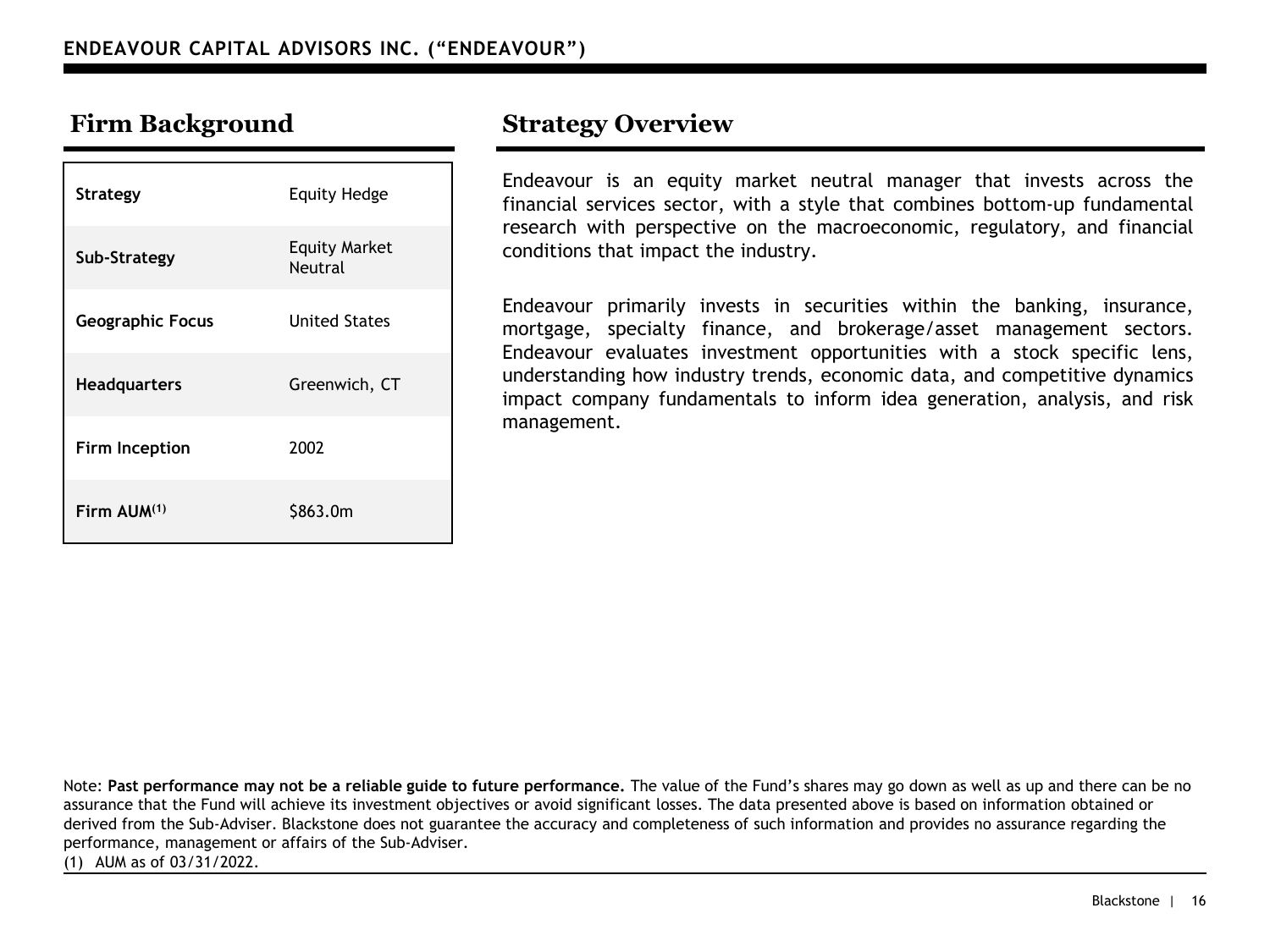# ENDEAVOUR CAPITAL ADVISORS INC. (“ENDEAVOUR”)

## Firm Background

| | |
|---|---|
| **Strategy** | Equity Hedge |
| **Sub-Strategy** | Equity Market Neutral |
| **Geographic Focus** | United States |
| **Headquarters** | Greenwich, CT |
| **Firm Inception** | 2002 |
| **Firm AUM[(1)]** | $863.0m |

## Strategy Overview

Endeavour is an equity market neutral manager that invests across the financial services sector, with a style that combines bottom-up fundamental research with perspective on the macroeconomic, regulatory, and financial conditions that impact the industry.

Endeavour primarily invests in securities within the banking, insurance, mortgage, specialty finance, and brokerage/asset management sectors. Endeavour evaluates investment opportunities with a stock specific lens, understanding how industry trends, economic data, and competitive dynamics impact company fundamentals to inform idea generation, analysis, and risk management.

Note: **Past performance may not be a reliable guide to future performance.** The value of the Fund’s shares may go down as well as up and there can be no assurance that the Fund will achieve its investment objectives or avoid significant losses. The data presented above is based on information obtained or derived from the Sub-Adviser. Blackstone does not guarantee the accuracy and completeness of such information and provides no assurance regarding the performance, management or affairs of the Sub-Adviser.

(1) AUM as of 03/31/2022.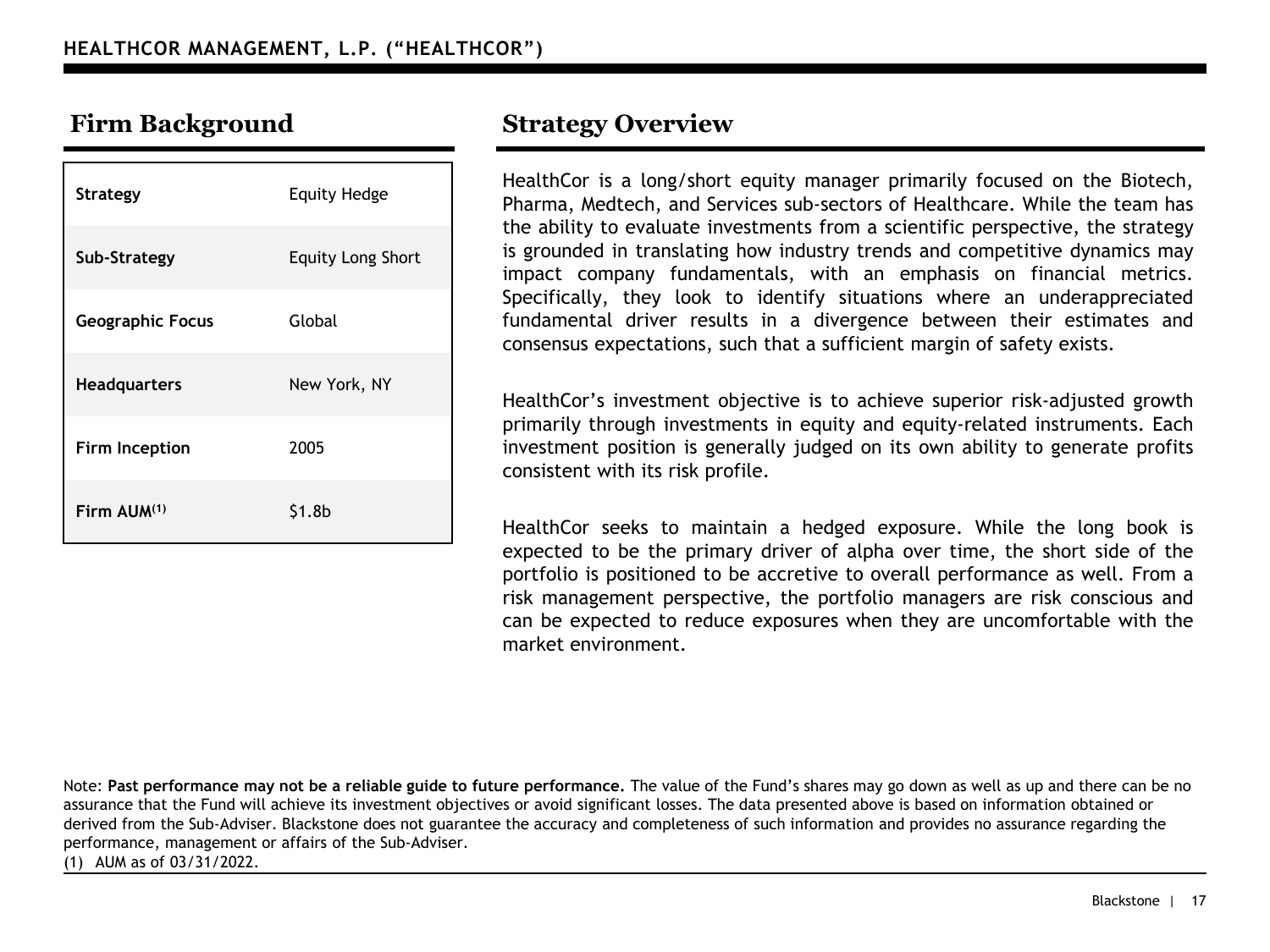## HEALTHCOR MANAGEMENT, L.P. ("HEALTHCOR")

### Firm Background

| | |
|---|---|
| **Strategy** | Equity Hedge |
| **Sub-Strategy** | Equity Long Short |
| **Geographic Focus** | Global |
| **Headquarters** | New York, NY |
| **Firm Inception** | 2005 |
| **Firm AUM**[1] | $1.8b |

### Strategy Overview

HealthCor is a long/short equity manager primarily focused on the Biotech, Pharma, Medtech, and Services sub-sectors of Healthcare. While the team has the ability to evaluate investments from a scientific perspective, the strategy is grounded in translating how industry trends and competitive dynamics may impact company fundamentals, with an emphasis on financial metrics. Specifically, they look to identify situations where an underappreciated fundamental driver results in a divergence between their estimates and consensus expectations, such that a sufficient margin of safety exists.

HealthCor's investment objective is to achieve superior risk-adjusted growth primarily through investments in equity and equity-related instruments. Each investment position is generally judged on its own ability to generate profits consistent with its risk profile.

HealthCor seeks to maintain a hedged exposure. While the long book is expected to be the primary driver of alpha over time, the short side of the portfolio is positioned to be accretive to overall performance as well. From a risk management perspective, the portfolio managers are risk conscious and can be expected to reduce exposures when they are uncomfortable with the market environment.

Note: **Past performance may not be a reliable guide to future performance.** The value of the Fund's shares may go down as well as up and there can be no assurance that the Fund will achieve its investment objectives or avoid significant losses. The data presented above is based on information obtained or derived from the Sub-Adviser. Blackstone does not guarantee the accuracy and completeness of such information and provides no assurance regarding the performance, management or affairs of the Sub-Adviser.

(1) AUM as of 03/31/2022.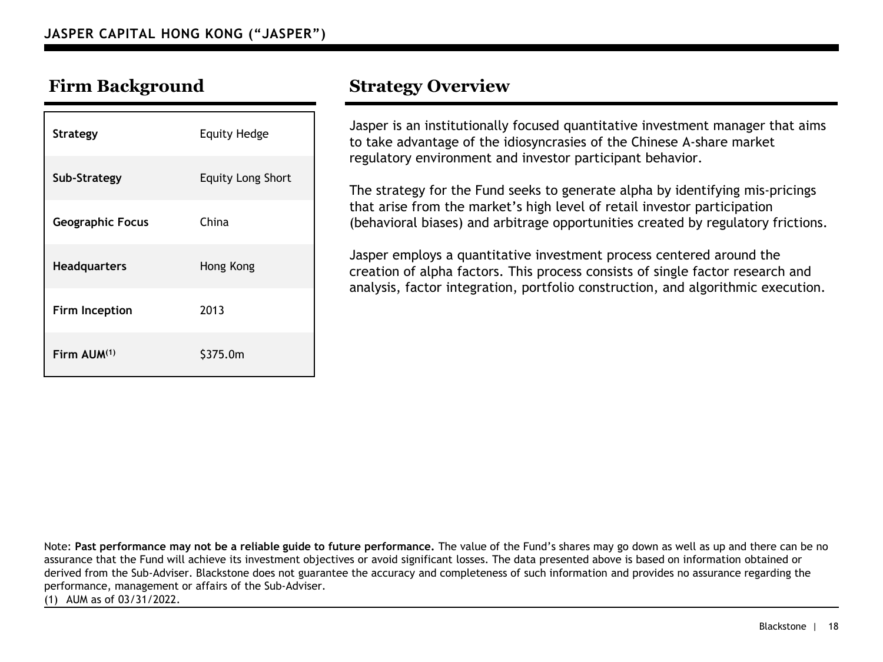# JASPER CAPITAL HONG KONG ("JASPER")

## Firm Background

| | |
|---|---|
| **Strategy** | Equity Hedge |
| **Sub-Strategy** | Equity Long Short |
| **Geographic Focus** | China |
| **Headquarters** | Hong Kong |
| **Firm Inception** | 2013 |
| **Firm AUM(1)** | $375.0m |

## Strategy Overview

Jasper is an institutionally focused quantitative investment manager that aims to take advantage of the idiosyncrasies of the Chinese A-share market regulatory environment and investor participant behavior.

The strategy for the Fund seeks to generate alpha by identifying mis-pricings that arise from the market's high level of retail investor participation (behavioral biases) and arbitrage opportunities created by regulatory frictions.

Jasper employs a quantitative investment process centered around the creation of alpha factors. This process consists of single factor research and analysis, factor integration, portfolio construction, and algorithmic execution.

Note: **Past performance may not be a reliable guide to future performance.** The value of the Fund's shares may go down as well as up and there can be no assurance that the Fund will achieve its investment objectives or avoid significant losses. The data presented above is based on information obtained or derived from the Sub-Adviser. Blackstone does not guarantee the accuracy and completeness of such information and provides no assurance regarding the performance, management or affairs of the Sub-Adviser.

(1) AUM as of 03/31/2022.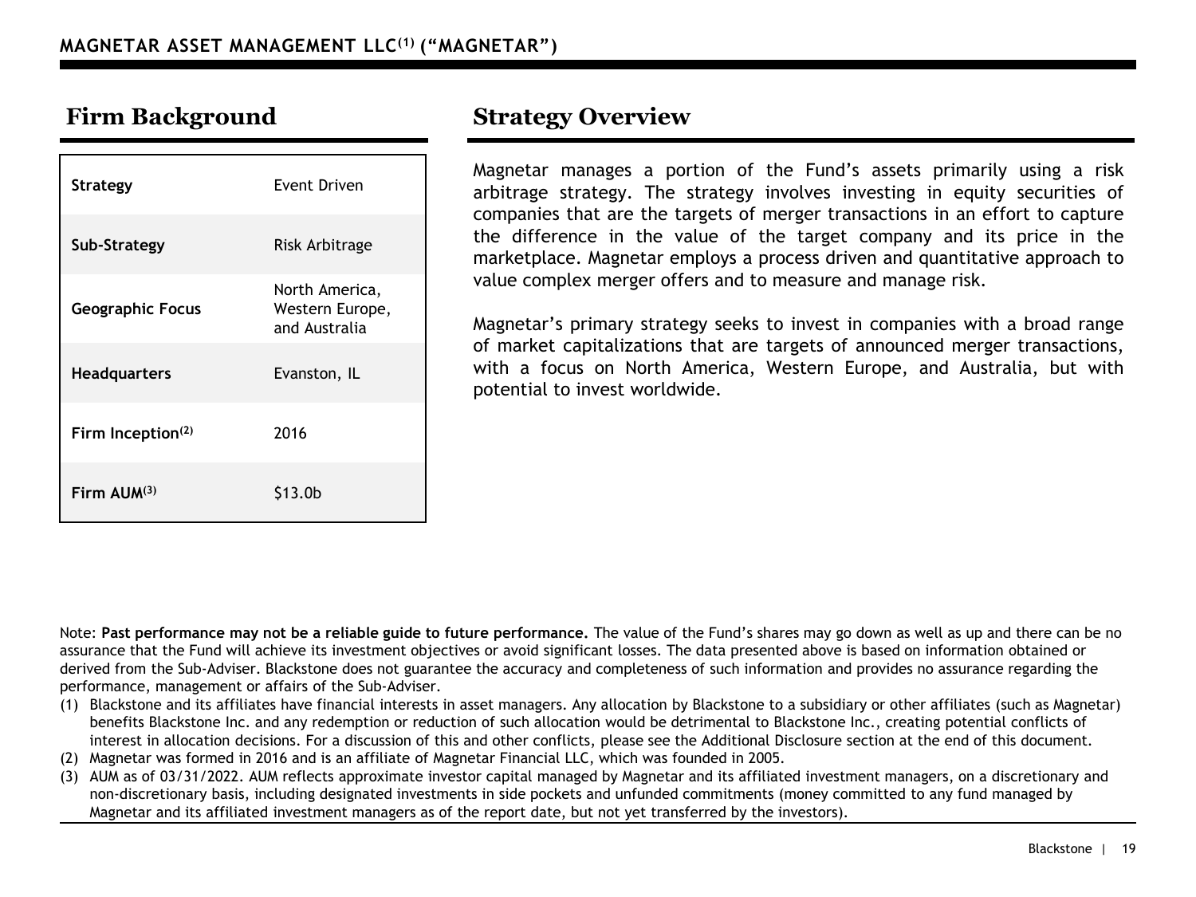# MAGNETAR ASSET MANAGEMENT LLC[1] ("MAGNETAR")

## Firm Background

| | |
|---|---|
| **Strategy** | Event Driven |
| **Sub-Strategy** | Risk Arbitrage |
| **Geographic Focus** | North America, Western Europe, and Australia |
| **Headquarters** | Evanston, IL |
| **Firm Inception[2]** | 2016 |
| **Firm AUM[3]** | $13.0b |

## Strategy Overview

Magnetar manages a portion of the Fund's assets primarily using a risk arbitrage strategy. The strategy involves investing in equity securities of companies that are the targets of merger transactions in an effort to capture the difference in the value of the target company and its price in the marketplace. Magnetar employs a process driven and quantitative approach to value complex merger offers and to measure and manage risk.

Magnetar's primary strategy seeks to invest in companies with a broad range of market capitalizations that are targets of announced merger transactions, with a focus on North America, Western Europe, and Australia, but with potential to invest worldwide.

Note: **Past performance may not be a reliable guide to future performance.** The value of the Fund's shares may go down as well as up and there can be no assurance that the Fund will achieve its investment objectives or avoid significant losses. The data presented above is based on information obtained or derived from the Sub-Adviser. Blackstone does not guarantee the accuracy and completeness of such information and provides no assurance regarding the performance, management or affairs of the Sub-Adviser.

(1) Blackstone and its affiliates have financial interests in asset managers. Any allocation by Blackstone to a subsidiary or other affiliates (such as Magnetar) benefits Blackstone Inc. and any redemption or reduction of such allocation would be detrimental to Blackstone Inc., creating potential conflicts of interest in allocation decisions. For a discussion of this and other conflicts, please see the Additional Disclosure section at the end of this document.

(2) Magnetar was formed in 2016 and is an affiliate of Magnetar Financial LLC, which was founded in 2005.

(3) AUM as of 03/31/2022. AUM reflects approximate investor capital managed by Magnetar and its affiliated investment managers, on a discretionary and non-discretionary basis, including designated investments in side pockets and unfunded commitments (money committed to any fund managed by Magnetar and its affiliated investment managers as of the report date, but not yet transferred by the investors).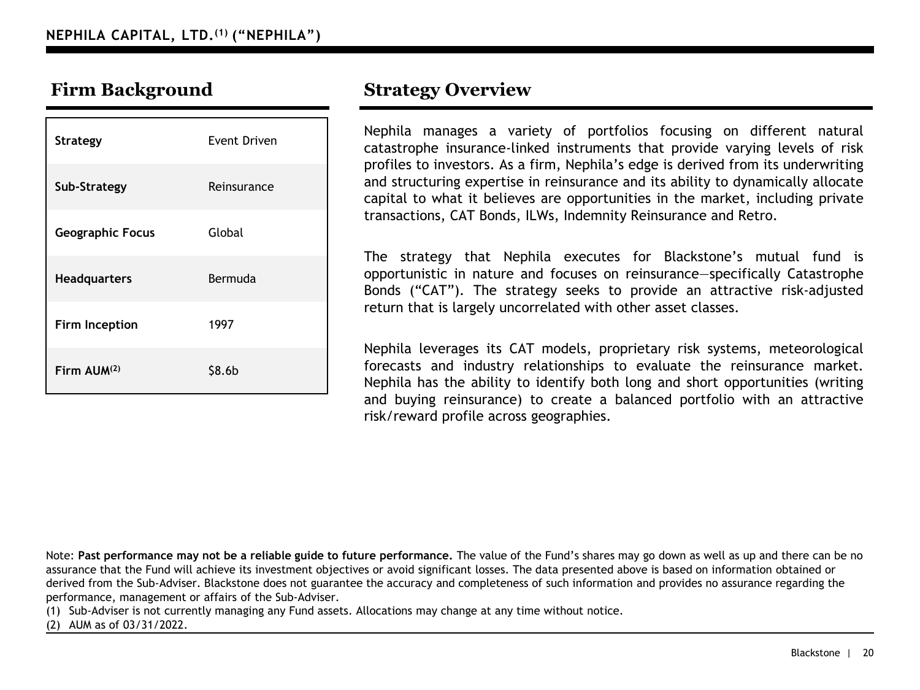# NEPHILA CAPITAL, LTD.[1] ("NEPHILA")

## Firm Background

| | |
|---|---|
| **Strategy** | Event Driven |
| **Sub-Strategy** | Reinsurance |
| **Geographic Focus** | Global |
| **Headquarters** | Bermuda |
| **Firm Inception** | 1997 |
| **Firm AUM[2]** | $8.6b |

## Strategy Overview

Nephila manages a variety of portfolios focusing on different natural catastrophe insurance-linked instruments that provide varying levels of risk profiles to investors. As a firm, Nephila's edge is derived from its underwriting and structuring expertise in reinsurance and its ability to dynamically allocate capital to what it believes are opportunities in the market, including private transactions, CAT Bonds, ILWs, Indemnity Reinsurance and Retro.

The strategy that Nephila executes for Blackstone's mutual fund is opportunistic in nature and focuses on reinsurance—specifically Catastrophe Bonds ("CAT"). The strategy seeks to provide an attractive risk-adjusted return that is largely uncorrelated with other asset classes.

Nephila leverages its CAT models, proprietary risk systems, meteorological forecasts and industry relationships to evaluate the reinsurance market. Nephila has the ability to identify both long and short opportunities (writing and buying reinsurance) to create a balanced portfolio with an attractive risk/reward profile across geographies.

Note: **Past performance may not be a reliable guide to future performance.** The value of the Fund's shares may go down as well as up and there can be no assurance that the Fund will achieve its investment objectives or avoid significant losses. The data presented above is based on information obtained or derived from the Sub-Adviser. Blackstone does not guarantee the accuracy and completeness of such information and provides no assurance regarding the performance, management or affairs of the Sub-Adviser.

(1) Sub-Adviser is not currently managing any Fund assets. Allocations may change at any time without notice.

(2) AUM as of 03/31/2022.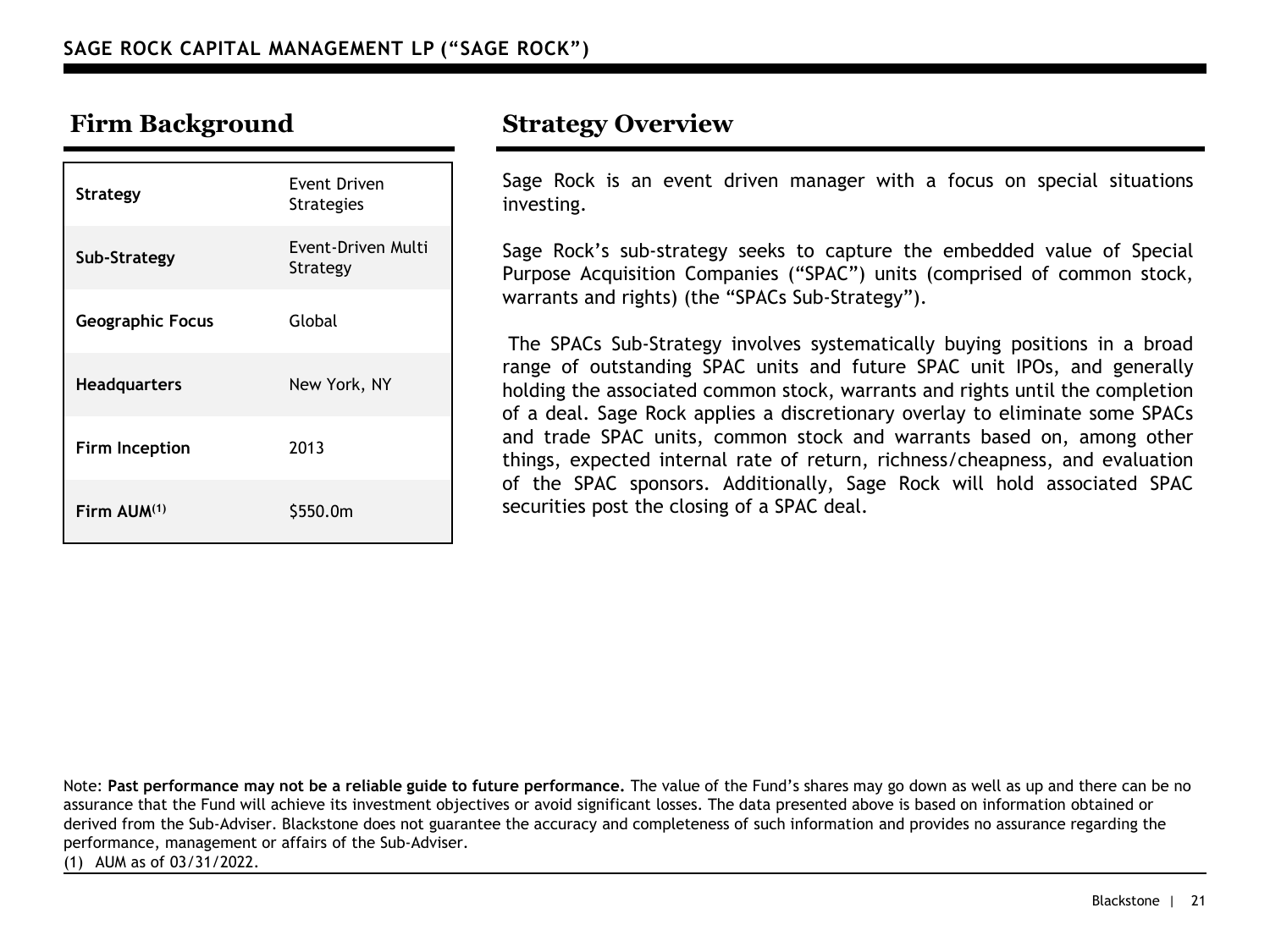# SAGE ROCK CAPITAL MANAGEMENT LP ("SAGE ROCK")

## Firm Background

| | |
|---|---|
| **Strategy** | Event Driven Strategies |
| **Sub-Strategy** | Event-Driven Multi Strategy |
| **Geographic Focus** | Global |
| **Headquarters** | New York, NY |
| **Firm Inception** | 2013 |
| **Firm AUM[(1)]** | $550.0m |

## Strategy Overview

Sage Rock is an event driven manager with a focus on special situations investing.

Sage Rock's sub-strategy seeks to capture the embedded value of Special Purpose Acquisition Companies ("SPAC") units (comprised of common stock, warrants and rights) (the "SPACs Sub-Strategy").

The SPACs Sub-Strategy involves systematically buying positions in a broad range of outstanding SPAC units and future SPAC unit IPOs, and generally holding the associated common stock, warrants and rights until the completion of a deal. Sage Rock applies a discretionary overlay to eliminate some SPACs and trade SPAC units, common stock and warrants based on, among other things, expected internal rate of return, richness/cheapness, and evaluation of the SPAC sponsors. Additionally, Sage Rock will hold associated SPAC securities post the closing of a SPAC deal.

Note: **Past performance may not be a reliable guide to future performance.** The value of the Fund's shares may go down as well as up and there can be no assurance that the Fund will achieve its investment objectives or avoid significant losses. The data presented above is based on information obtained or derived from the Sub-Adviser. Blackstone does not guarantee the accuracy and completeness of such information and provides no assurance regarding the performance, management or affairs of the Sub-Adviser.

(1) AUM as of 03/31/2022.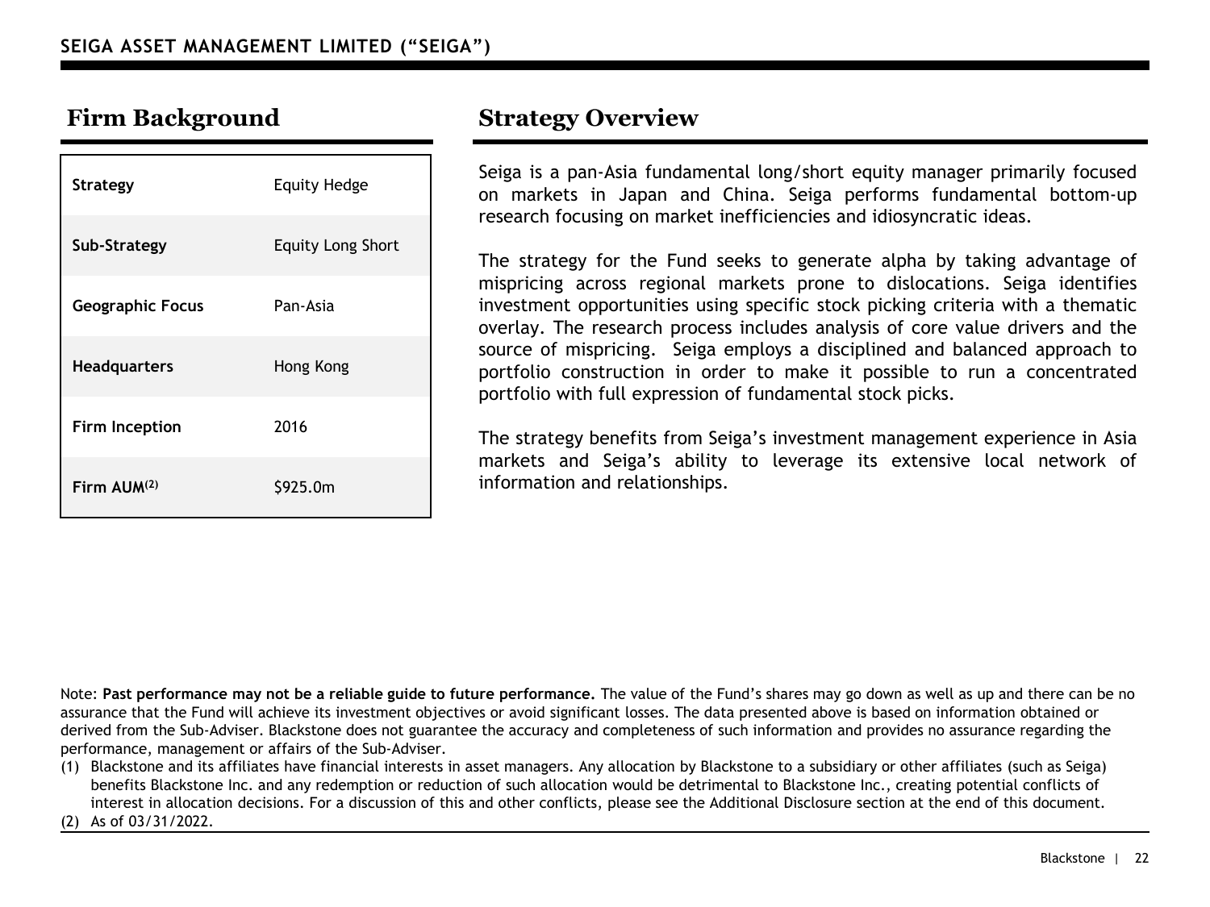## SEIGA ASSET MANAGEMENT LIMITED (“SEIGA”)

## Firm Background

| | |
|---|---|
| **Strategy** | Equity Hedge |
| **Sub-Strategy** | Equity Long Short |
| **Geographic Focus** | Pan-Asia |
| **Headquarters** | Hong Kong |
| **Firm Inception** | 2016 |
| **Firm AUM[(2)]** | \$925.0m |

## Strategy Overview

Seiga is a pan-Asia fundamental long/short equity manager primarily focused on markets in Japan and China. Seiga performs fundamental bottom-up research focusing on market inefficiencies and idiosyncratic ideas.

The strategy for the Fund seeks to generate alpha by taking advantage of mispricing across regional markets prone to dislocations. Seiga identifies investment opportunities using specific stock picking criteria with a thematic overlay. The research process includes analysis of core value drivers and the source of mispricing. Seiga employs a disciplined and balanced approach to portfolio construction in order to make it possible to run a concentrated portfolio with full expression of fundamental stock picks.

The strategy benefits from Seiga’s investment management experience in Asia markets and Seiga’s ability to leverage its extensive local network of information and relationships.

Note: **Past performance may not be a reliable guide to future performance.** The value of the Fund’s shares may go down as well as up and there can be no assurance that the Fund will achieve its investment objectives or avoid significant losses. The data presented above is based on information obtained or derived from the Sub-Adviser. Blackstone does not guarantee the accuracy and completeness of such information and provides no assurance regarding the performance, management or affairs of the Sub-Adviser.

(1) Blackstone and its affiliates have financial interests in asset managers. Any allocation by Blackstone to a subsidiary or other affiliates (such as Seiga) benefits Blackstone Inc. and any redemption or reduction of such allocation would be detrimental to Blackstone Inc., creating potential conflicts of interest in allocation decisions. For a discussion of this and other conflicts, please see the Additional Disclosure section at the end of this document.

(2) As of 03/31/2022.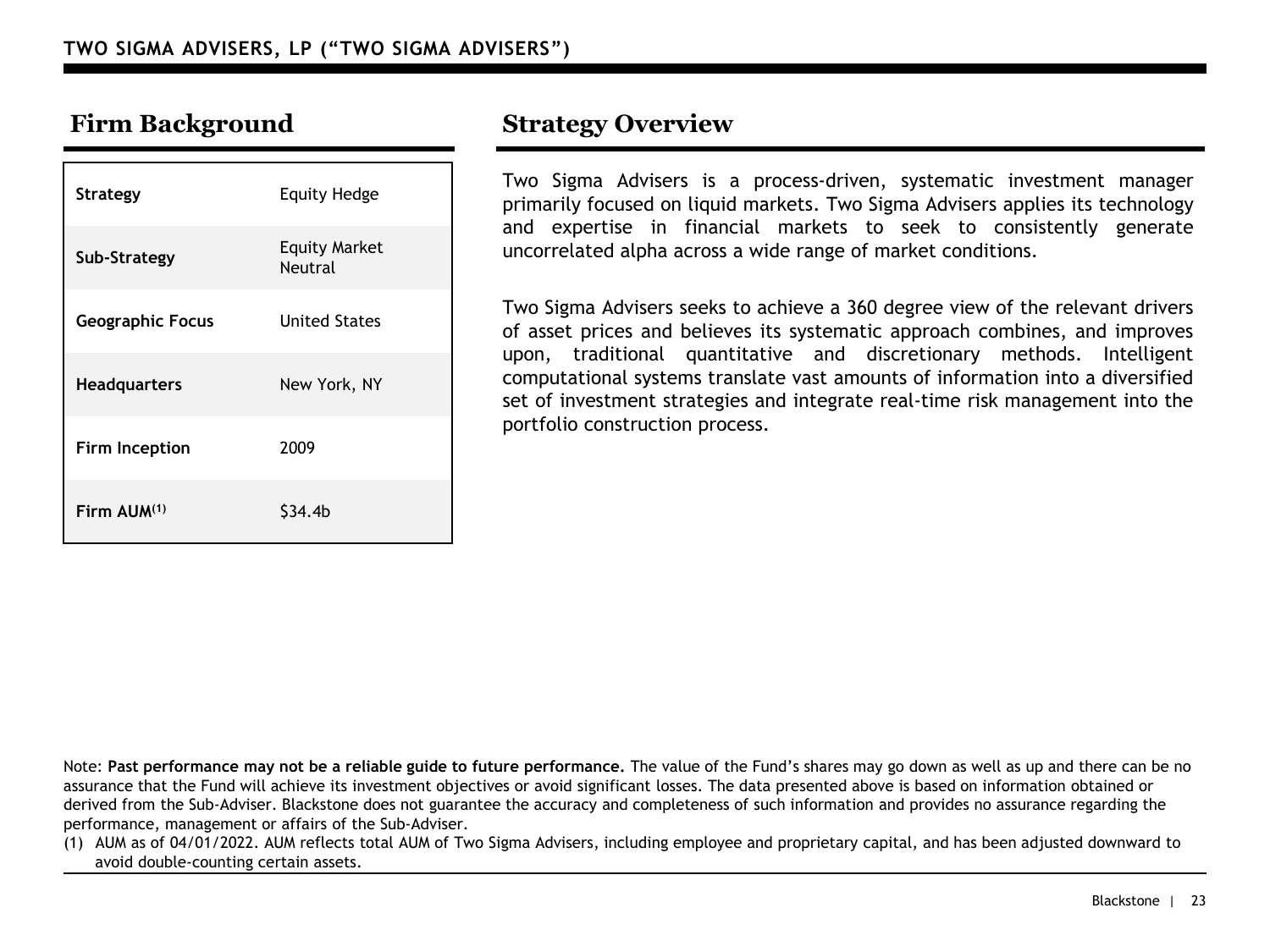## TWO SIGMA ADVISERS, LP ("TWO SIGMA ADVISERS")

## Firm Background

| | |
|---|---|
| **Strategy** | Equity Hedge |
| **Sub-Strategy** | Equity Market Neutral |
| **Geographic Focus** | United States |
| **Headquarters** | New York, NY |
| **Firm Inception** | 2009 |
| **Firm AUM**[(1)] | $34.4b |

## Strategy Overview

Two Sigma Advisers is a process-driven, systematic investment manager primarily focused on liquid markets. Two Sigma Advisers applies its technology and expertise in financial markets to seek to consistently generate uncorrelated alpha across a wide range of market conditions.

Two Sigma Advisers seeks to achieve a 360 degree view of the relevant drivers of asset prices and believes its systematic approach combines, and improves upon, traditional quantitative and discretionary methods. Intelligent computational systems translate vast amounts of information into a diversified set of investment strategies and integrate real-time risk management into the portfolio construction process.

Note: **Past performance may not be a reliable guide to future performance.** The value of the Fund's shares may go down as well as up and there can be no assurance that the Fund will achieve its investment objectives or avoid significant losses. The data presented above is based on information obtained or derived from the Sub-Adviser. Blackstone does not guarantee the accuracy and completeness of such information and provides no assurance regarding the performance, management or affairs of the Sub-Adviser.

(1) AUM as of 04/01/2022. AUM reflects total AUM of Two Sigma Advisers, including employee and proprietary capital, and has been adjusted downward to avoid double-counting certain assets.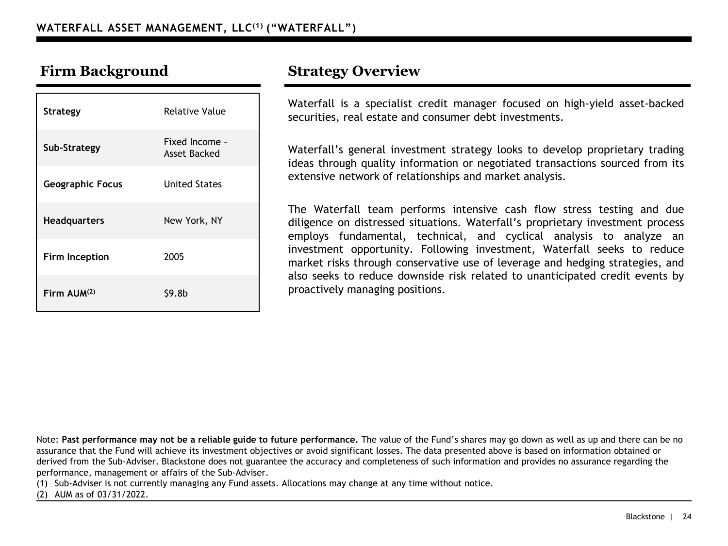# WATERFALL ASSET MANAGEMENT, LLC[1] (“WATERFALL”)

## Firm Background

| | |
|---|---|
| **Strategy** | Relative Value |
| **Sub-Strategy** | Fixed Income – Asset Backed |
| **Geographic Focus** | United States |
| **Headquarters** | New York, NY |
| **Firm Inception** | 2005 |
| **Firm AUM[2]** | $9.8b |

## Strategy Overview

Waterfall is a specialist credit manager focused on high-yield asset-backed securities, real estate and consumer debt investments.

Waterfall’s general investment strategy looks to develop proprietary trading ideas through quality information or negotiated transactions sourced from its extensive network of relationships and market analysis.

The Waterfall team performs intensive cash flow stress testing and due diligence on distressed situations. Waterfall’s proprietary investment process employs fundamental, technical, and cyclical analysis to analyze an investment opportunity. Following investment, Waterfall seeks to reduce market risks through conservative use of leverage and hedging strategies, and also seeks to reduce downside risk related to unanticipated credit events by proactively managing positions.

Note: **Past performance may not be a reliable guide to future performance.** The value of the Fund’s shares may go down as well as up and there can be no assurance that the Fund will achieve its investment objectives or avoid significant losses. The data presented above is based on information obtained or derived from the Sub-Adviser. Blackstone does not guarantee the accuracy and completeness of such information and provides no assurance regarding the performance, management or affairs of the Sub-Adviser.

(1) Sub-Adviser is not currently managing any Fund assets. Allocations may change at any time without notice.

(2) AUM as of 03/31/2022.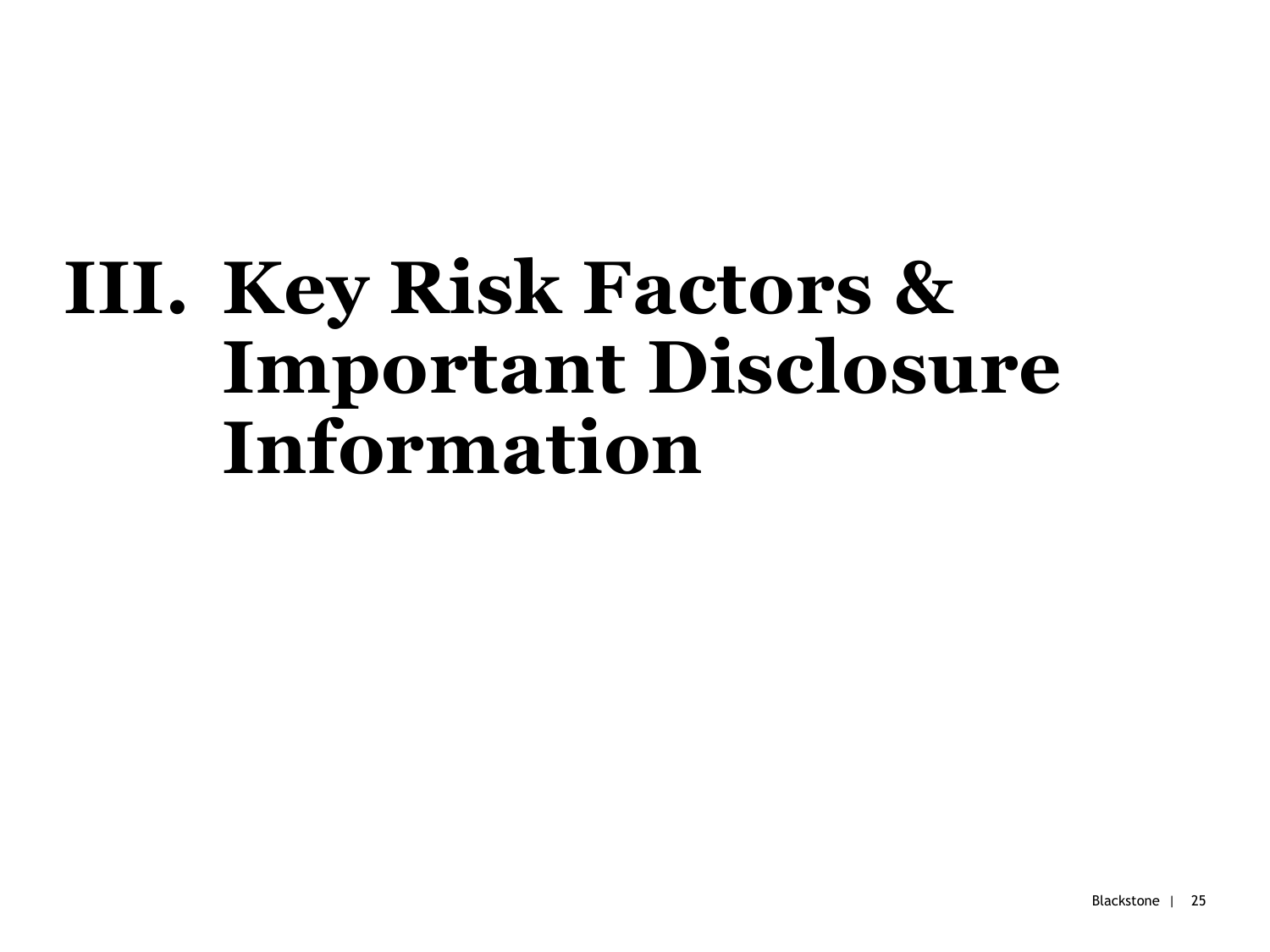# III. Key Risk Factors & Important Disclosure Information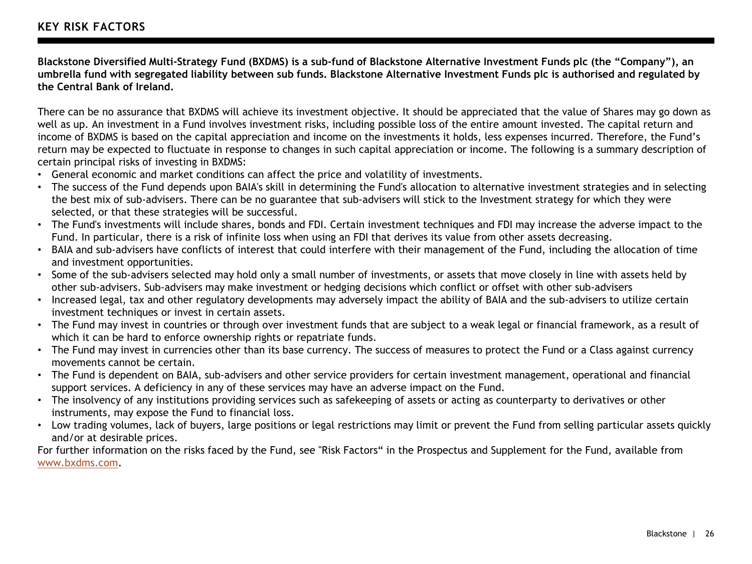## KEY RISK FACTORS

**Blackstone Diversified Multi-Strategy Fund (BXDMS) is a sub-fund of Blackstone Alternative Investment Funds plc (the "Company"), an umbrella fund with segregated liability between sub funds. Blackstone Alternative Investment Funds plc is authorised and regulated by the Central Bank of Ireland.**

There can be no assurance that BXDMS will achieve its investment objective. It should be appreciated that the value of Shares may go down as well as up. An investment in a Fund involves investment risks, including possible loss of the entire amount invested. The capital return and income of BXDMS is based on the capital appreciation and income on the investments it holds, less expenses incurred. Therefore, the Fund's return may be expected to fluctuate in response to changes in such capital appreciation or income. The following is a summary description of certain principal risks of investing in BXDMS:

- General economic and market conditions can affect the price and volatility of investments.
- The success of the Fund depends upon BAIA's skill in determining the Fund's allocation to alternative investment strategies and in selecting the best mix of sub-advisers. There can be no guarantee that sub-advisers will stick to the Investment strategy for which they were selected, or that these strategies will be successful.
- The Fund's investments will include shares, bonds and FDI. Certain investment techniques and FDI may increase the adverse impact to the Fund. In particular, there is a risk of infinite loss when using an FDI that derives its value from other assets decreasing.
- BAIA and sub-advisers have conflicts of interest that could interfere with their management of the Fund, including the allocation of time and investment opportunities.
- Some of the sub-advisers selected may hold only a small number of investments, or assets that move closely in line with assets held by other sub-advisers. Sub-advisers may make investment or hedging decisions which conflict or offset with other sub-advisers
- Increased legal, tax and other regulatory developments may adversely impact the ability of BAIA and the sub-advisers to utilize certain investment techniques or invest in certain assets.
- The Fund may invest in countries or through over investment funds that are subject to a weak legal or financial framework, as a result of which it can be hard to enforce ownership rights or repatriate funds.
- The Fund may invest in currencies other than its base currency. The success of measures to protect the Fund or a Class against currency movements cannot be certain.
- The Fund is dependent on BAIA, sub-advisers and other service providers for certain investment management, operational and financial support services. A deficiency in any of these services may have an adverse impact on the Fund.
- The insolvency of any institutions providing services such as safekeeping of assets or acting as counterparty to derivatives or other instruments, may expose the Fund to financial loss.
- Low trading volumes, lack of buyers, large positions or legal restrictions may limit or prevent the Fund from selling particular assets quickly and/or at desirable prices.

For further information on the risks faced by the Fund, see "Risk Factors" in the Prospectus and Supplement for the Fund, available from www.bxdms.com.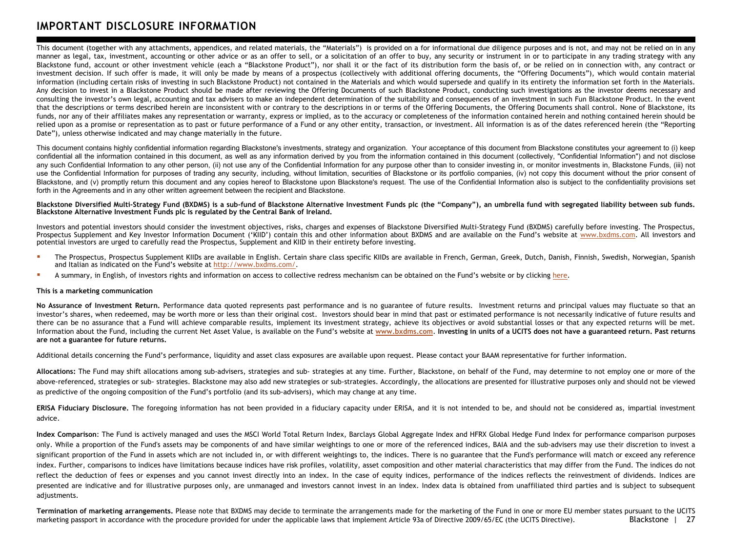# IMPORTANT DISCLOSURE INFORMATION

This document (together with any attachments, appendices, and related materials, the "Materials") is provided on a for informational due diligence purposes and is not, and may not be relied on in any manner as legal, tax, investment, accounting or other advice or as an offer to sell, or a solicitation of an offer to buy, any security or instrument in or to participate in any trading strategy with any Blackstone fund, account or other investment vehicle (each a "Blackstone Product"), nor shall it or the fact of its distribution form the basis of, or be relied on in connection with, any contract or investment decision. If such offer is made, it will only be made by means of a prospectus (collectively with additional offering documents, the "Offering Documents"), which would contain material information (including certain risks of investing in such Blackstone Product) not contained in the Materials and which would supersede and qualify in its entirety the information set forth in the Materials. Any decision to invest in a Blackstone Product should be made after reviewing the Offering Documents of such Blackstone Product, conducting such investigations as the investor deems necessary and consulting the investor's own legal, accounting and tax advisers to make an independent determination of the suitability and consequences of an investment in such Fun Blackstone Product. In the event that the descriptions or terms described herein are inconsistent with or contrary to the descriptions in or terms of the Offering Documents, the Offering Documents shall control. None of Blackstone, its funds, nor any of their affiliates makes any representation or warranty, express or implied, as to the accuracy or completeness of the information contained herein and nothing contained herein should be relied upon as a promise or representation as to past or future performance of a Fund or any other entity, transaction, or investment. All information is as of the dates referenced herein (the "Reporting Date"), unless otherwise indicated and may change materially in the future.

This document contains highly confidential information regarding Blackstone's investments, strategy and organization. Your acceptance of this document from Blackstone constitutes your agreement to (i) keep confidential all the information contained in this document, as well as any information derived by you from the information contained in this document (collectively, "Confidential Information") and not disclose any such Confidential Information to any other person, (ii) not use any of the Confidential Information for any purpose other than to consider investing in, or monitor investments in, Blackstone Funds, (iii) not use the Confidential Information for purposes of trading any security, including, without limitation, securities of Blackstone or its portfolio companies, (iv) not copy this document without the prior consent of Blackstone, and (v) promptly return this document and any copies hereof to Blackstone upon Blackstone's request. The use of the Confidential Information also is subject to the confidentiality provisions set forth in the Agreements and in any other written agreement between the recipient and Blackstone.

**Blackstone Diversified Multi-Strategy Fund (BXDMS) is a sub-fund of Blackstone Alternative Investment Funds plc (the "Company"), an umbrella fund with segregated liability between sub funds. Blackstone Alternative Investment Funds plc is regulated by the Central Bank of Ireland.**

Investors and potential investors should consider the investment objectives, risks, charges and expenses of Blackstone Diversified Multi-Strategy Fund (BXDMS) carefully before investing. The Prospectus, Prospectus Supplement and Key Investor Information Document ('KIID') contain this and other information about BXDMS and are available on the Fund's website at www.bxdms.com. All investors and potential investors are urged to carefully read the Prospectus, Supplement and KIID in their entirety before investing.

- The Prospectus, Prospectus Supplement KIIDs are available in English. Certain share class specific KIIDs are available in French, German, Greek, Dutch, Danish, Finnish, Swedish, Norwegian, Spanish and Italian as indicated on the Fund's website at http://www.bxdms.com/.
- A summary, in English, of investors rights and information on access to collective redress mechanism can be obtained on the Fund's website or by clicking here.

**This is a marketing communication**

**No Assurance of Investment Return.** Performance data quoted represents past performance and is no guarantee of future results. Investment returns and principal values may fluctuate so that an investor's shares, when redeemed, may be worth more or less than their original cost. Investors should bear in mind that past or estimated performance is not necessarily indicative of future results and there can be no assurance that a Fund will achieve comparable results, implement its investment strategy, achieve its objectives or avoid substantial losses or that any expected returns will be met. Information about the Fund, including the current Net Asset Value, is available on the Fund's website at **www.bxdms.com**. **Investing in units of a UCITS does not have a guaranteed return. Past returns are not a guarantee for future returns.**

Additional details concerning the Fund's performance, liquidity and asset class exposures are available upon request. Please contact your BAAM representative for further information.

**Allocations:** The Fund may shift allocations among sub-advisers, strategies and sub- strategies at any time. Further, Blackstone, on behalf of the Fund, may determine to not employ one or more of the above-referenced, strategies or sub- strategies. Blackstone may also add new strategies or sub-strategies. Accordingly, the allocations are presented for illustrative purposes only and should not be viewed as predictive of the ongoing composition of the Fund's portfolio (and its sub-advisers), which may change at any time.

**ERISA Fiduciary Disclosure.** The foregoing information has not been provided in a fiduciary capacity under ERISA, and it is not intended to be, and should not be considered as, impartial investment advice.

**Index Comparison**: The Fund is actively managed and uses the MSCI World Total Return Index, Barclays Global Aggregate Index and HFRX Global Hedge Fund Index for performance comparison purposes only. While a proportion of the Fund's assets may be components of and have similar weightings to one or more of the referenced indices, BAIA and the sub-advisers may use their discretion to invest a significant proportion of the Fund in assets which are not included in, or with different weightings to, the indices. There is no guarantee that the Fund's performance will match or exceed any reference index. Further, comparisons to indices have limitations because indices have risk profiles, volatility, asset composition and other material characteristics that may differ from the Fund. The indices do not reflect the deduction of fees or expenses and you cannot invest directly into an index. In the case of equity indices, performance of the indices reflects the reinvestment of dividends. Indices are presented are indicative and for illustrative purposes only, are unmanaged and investors cannot invest in an index. Index data is obtained from unaffiliated third parties and is subject to subsequent adjustments.

**Termination of marketing arrangements.** Please note that BXDMS may decide to terminate the arrangements made for the marketing of the Fund in one or more EU member states pursuant to the UCITS marketing passport in accordance with the procedure provided for under the applicable laws that implement Article 93a of Directive 2009/65/EC (the UCITS Directive).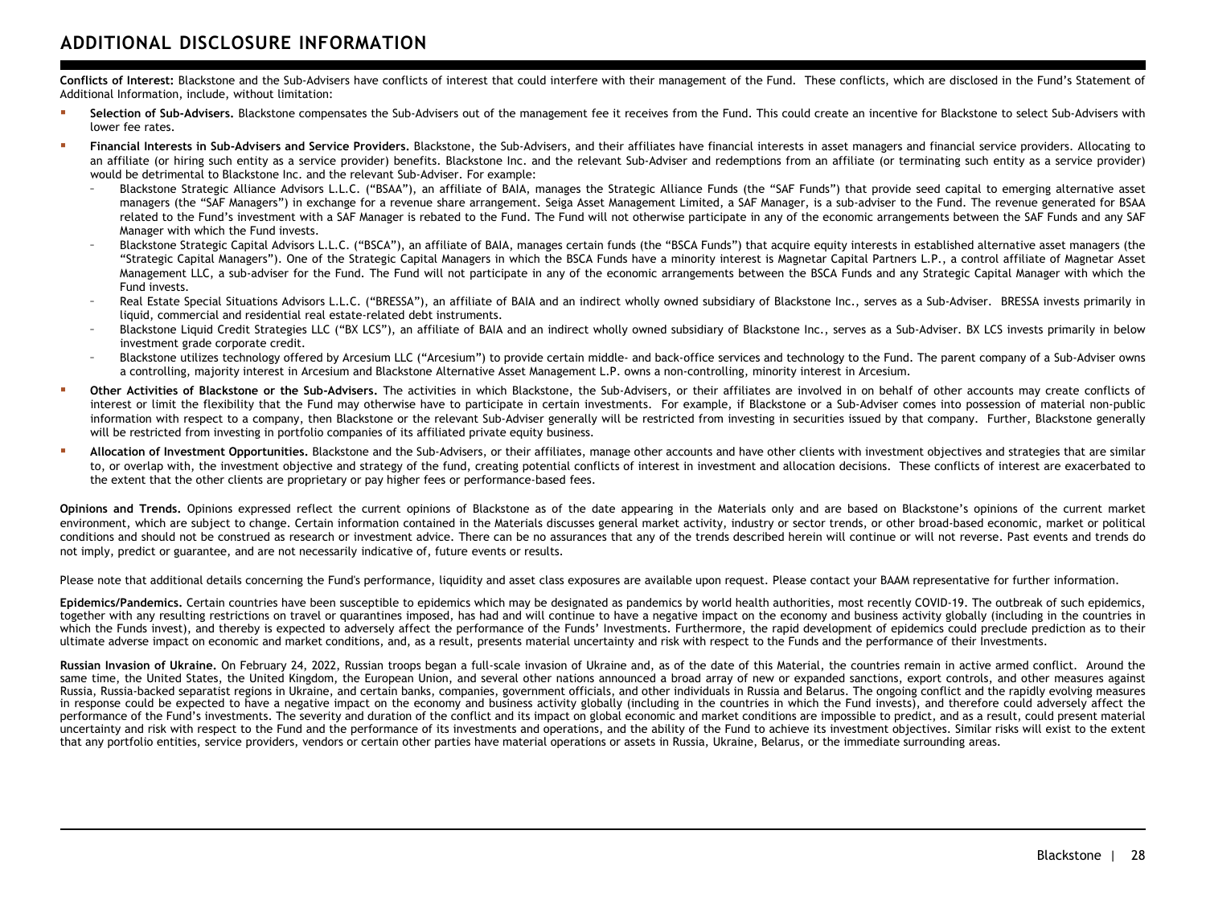## ADDITIONAL DISCLOSURE INFORMATION

**Conflicts of Interest:** Blackstone and the Sub-Advisers have conflicts of interest that could interfere with their management of the Fund. These conflicts, which are disclosed in the Fund's Statement of Additional Information, include, without limitation:

- **Selection of Sub-Advisers.** Blackstone compensates the Sub-Advisers out of the management fee it receives from the Fund. This could create an incentive for Blackstone to select Sub-Advisers with lower fee rates.
- **Financial Interests in Sub-Advisers and Service Providers.** Blackstone, the Sub-Advisers, and their affiliates have financial interests in asset managers and financial service providers. Allocating to an affiliate (or hiring such entity as a service provider) benefits. Blackstone Inc. and the relevant Sub-Adviser and redemptions from an affiliate (or terminating such entity as a service provider) would be detrimental to Blackstone Inc. and the relevant Sub-Adviser. For example:
  - Blackstone Strategic Alliance Advisors L.L.C. ("BSAA"), an affiliate of BAIA, manages the Strategic Alliance Funds (the "SAF Funds") that provide seed capital to emerging alternative asset managers (the "SAF Managers") in exchange for a revenue share arrangement. Seiga Asset Management Limited, a SAF Manager, is a sub-adviser to the Fund. The revenue generated for BSAA related to the Fund's investment with a SAF Manager is rebated to the Fund. The Fund will not otherwise participate in any of the economic arrangements between the SAF Funds and any SAF Manager with which the Fund invests.
  - Blackstone Strategic Capital Advisors L.L.C. ("BSCA"), an affiliate of BAIA, manages certain funds (the "BSCA Funds") that acquire equity interests in established alternative asset managers (the "Strategic Capital Managers"). One of the Strategic Capital Managers in which the BSCA Funds have a minority interest is Magnetar Capital Partners L.P., a control affiliate of Magnetar Asset Management LLC, a sub-adviser for the Fund. The Fund will not participate in any of the economic arrangements between the BSCA Funds and any Strategic Capital Manager with which the Fund invests.
  - Real Estate Special Situations Advisors L.L.C. ("BRESSA"), an affiliate of BAIA and an indirect wholly owned subsidiary of Blackstone Inc., serves as a Sub-Adviser. BRESSA invests primarily in liquid, commercial and residential real estate-related debt instruments.
  - Blackstone Liquid Credit Strategies LLC ("BX LCS"), an affiliate of BAIA and an indirect wholly owned subsidiary of Blackstone Inc., serves as a Sub-Adviser. BX LCS invests primarily in below investment grade corporate credit.
  - Blackstone utilizes technology offered by Arcesium LLC ("Arcesium") to provide certain middle- and back-office services and technology to the Fund. The parent company of a Sub-Adviser owns a controlling, majority interest in Arcesium and Blackstone Alternative Asset Management L.P. owns a non-controlling, minority interest in Arcesium.
- **Other Activities of Blackstone or the Sub-Advisers.** The activities in which Blackstone, the Sub-Advisers, or their affiliates are involved in on behalf of other accounts may create conflicts of interest or limit the flexibility that the Fund may otherwise have to participate in certain investments. For example, if Blackstone or a Sub-Adviser comes into possession of material non-public information with respect to a company, then Blackstone or the relevant Sub-Adviser generally will be restricted from investing in securities issued by that company. Further, Blackstone generally will be restricted from investing in portfolio companies of its affiliated private equity business.
- **Allocation of Investment Opportunities.** Blackstone and the Sub-Advisers, or their affiliates, manage other accounts and have other clients with investment objectives and strategies that are similar to, or overlap with, the investment objective and strategy of the fund, creating potential conflicts of interest in investment and allocation decisions. These conflicts of interest are exacerbated to the extent that the other clients are proprietary or pay higher fees or performance-based fees.

**Opinions and Trends.** Opinions expressed reflect the current opinions of Blackstone as of the date appearing in the Materials only and are based on Blackstone's opinions of the current market environment, which are subject to change. Certain information contained in the Materials discusses general market activity, industry or sector trends, or other broad-based economic, market or political conditions and should not be construed as research or investment advice. There can be no assurances that any of the trends described herein will continue or will not reverse. Past events and trends do not imply, predict or guarantee, and are not necessarily indicative of, future events or results.

Please note that additional details concerning the Fund's performance, liquidity and asset class exposures are available upon request. Please contact your BAAM representative for further information.

**Epidemics/Pandemics.** Certain countries have been susceptible to epidemics which may be designated as pandemics by world health authorities, most recently COVID-19. The outbreak of such epidemics, together with any resulting restrictions on travel or quarantines imposed, has had and will continue to have a negative impact on the economy and business activity globally (including in the countries in which the Funds invest), and thereby is expected to adversely affect the performance of the Funds' Investments. Furthermore, the rapid development of epidemics could preclude prediction as to their ultimate adverse impact on economic and market conditions, and, as a result, presents material uncertainty and risk with respect to the Funds and the performance of their Investments.

**Russian Invasion of Ukraine.** On February 24, 2022, Russian troops began a full-scale invasion of Ukraine and, as of the date of this Material, the countries remain in active armed conflict. Around the same time, the United States, the United Kingdom, the European Union, and several other nations announced a broad array of new or expanded sanctions, export controls, and other measures against Russia, Russia-backed separatist regions in Ukraine, and certain banks, companies, government officials, and other individuals in Russia and Belarus. The ongoing conflict and the rapidly evolving measures in response could be expected to have a negative impact on the economy and business activity globally (including in the countries in which the Fund invests), and therefore could adversely affect the performance of the Fund's investments. The severity and duration of the conflict and its impact on global economic and market conditions are impossible to predict, and as a result, could present material uncertainty and risk with respect to the Fund and the performance of its investments and operations, and the ability of the Fund to achieve its investment objectives. Similar risks will exist to the extent that any portfolio entities, service providers, vendors or certain other parties have material operations or assets in Russia, Ukraine, Belarus, or the immediate surrounding areas.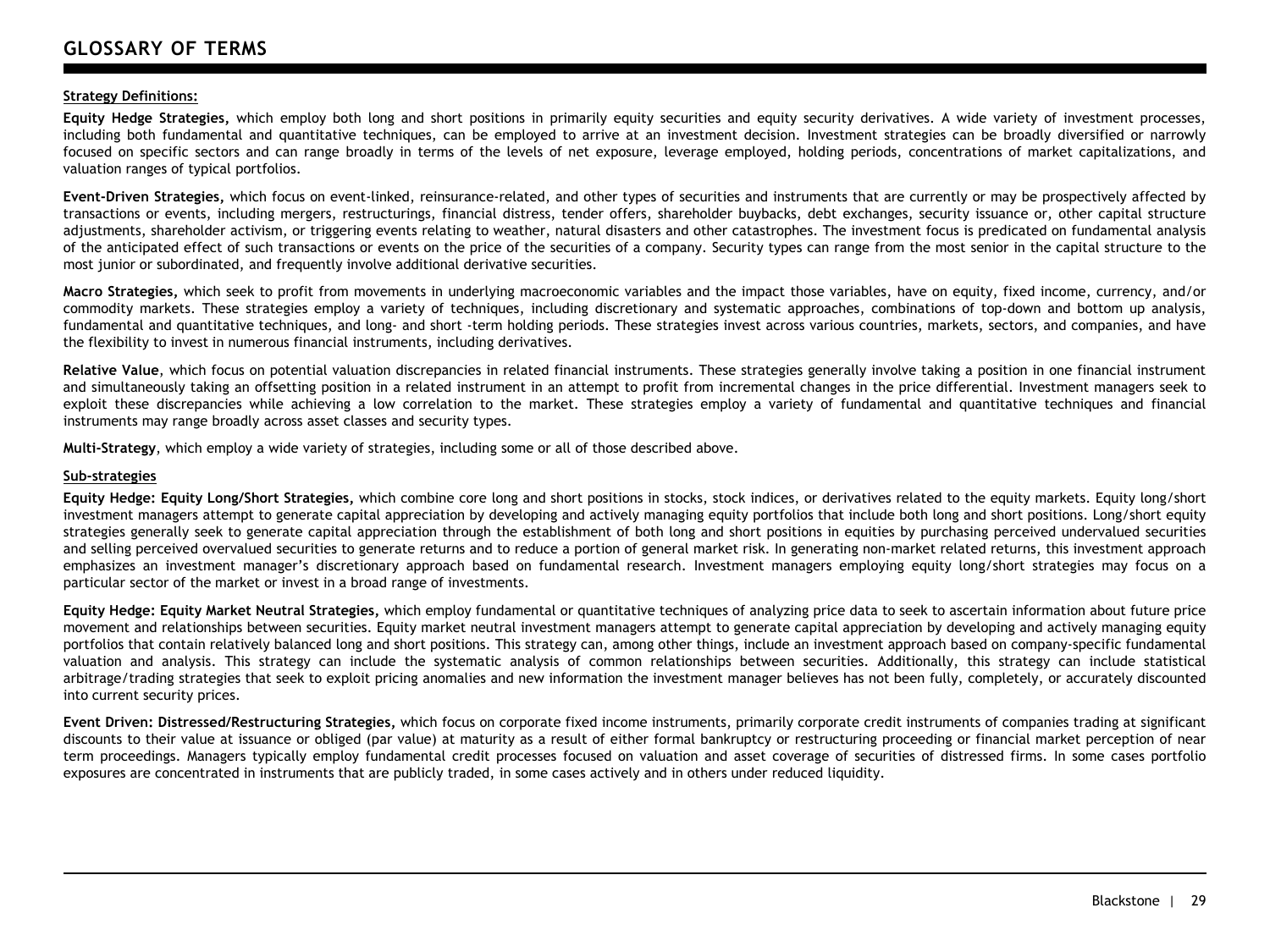# GLOSSARY OF TERMS

**Strategy Definitions:**

**Equity Hedge Strategies,** which employ both long and short positions in primarily equity securities and equity security derivatives. A wide variety of investment processes, including both fundamental and quantitative techniques, can be employed to arrive at an investment decision. Investment strategies can be broadly diversified or narrowly focused on specific sectors and can range broadly in terms of the levels of net exposure, leverage employed, holding periods, concentrations of market capitalizations, and valuation ranges of typical portfolios.

**Event-Driven Strategies,** which focus on event-linked, reinsurance-related, and other types of securities and instruments that are currently or may be prospectively affected by transactions or events, including mergers, restructurings, financial distress, tender offers, shareholder buybacks, debt exchanges, security issuance or, other capital structure adjustments, shareholder activism, or triggering events relating to weather, natural disasters and other catastrophes. The investment focus is predicated on fundamental analysis of the anticipated effect of such transactions or events on the price of the securities of a company. Security types can range from the most senior in the capital structure to the most junior or subordinated, and frequently involve additional derivative securities.

**Macro Strategies,** which seek to profit from movements in underlying macroeconomic variables and the impact those variables, have on equity, fixed income, currency, and/or commodity markets. These strategies employ a variety of techniques, including discretionary and systematic approaches, combinations of top-down and bottom up analysis, fundamental and quantitative techniques, and long- and short -term holding periods. These strategies invest across various countries, markets, sectors, and companies, and have the flexibility to invest in numerous financial instruments, including derivatives.

**Relative Value**, which focus on potential valuation discrepancies in related financial instruments. These strategies generally involve taking a position in one financial instrument and simultaneously taking an offsetting position in a related instrument in an attempt to profit from incremental changes in the price differential. Investment managers seek to exploit these discrepancies while achieving a low correlation to the market. These strategies employ a variety of fundamental and quantitative techniques and financial instruments may range broadly across asset classes and security types.

**Multi-Strategy**, which employ a wide variety of strategies, including some or all of those described above.

**Sub-strategies**

**Equity Hedge: Equity Long/Short Strategies,** which combine core long and short positions in stocks, stock indices, or derivatives related to the equity markets. Equity long/short investment managers attempt to generate capital appreciation by developing and actively managing equity portfolios that include both long and short positions. Long/short equity strategies generally seek to generate capital appreciation through the establishment of both long and short positions in equities by purchasing perceived undervalued securities and selling perceived overvalued securities to generate returns and to reduce a portion of general market risk. In generating non-market related returns, this investment approach emphasizes an investment manager's discretionary approach based on fundamental research. Investment managers employing equity long/short strategies may focus on a particular sector of the market or invest in a broad range of investments.

**Equity Hedge: Equity Market Neutral Strategies,** which employ fundamental or quantitative techniques of analyzing price data to seek to ascertain information about future price movement and relationships between securities. Equity market neutral investment managers attempt to generate capital appreciation by developing and actively managing equity portfolios that contain relatively balanced long and short positions. This strategy can, among other things, include an investment approach based on company-specific fundamental valuation and analysis. This strategy can include the systematic analysis of common relationships between securities. Additionally, this strategy can include statistical arbitrage/trading strategies that seek to exploit pricing anomalies and new information the investment manager believes has not been fully, completely, or accurately discounted into current security prices.

**Event Driven: Distressed/Restructuring Strategies,** which focus on corporate fixed income instruments, primarily corporate credit instruments of companies trading at significant discounts to their value at issuance or obliged (par value) at maturity as a result of either formal bankruptcy or restructuring proceeding or financial market perception of near term proceedings. Managers typically employ fundamental credit processes focused on valuation and asset coverage of securities of distressed firms. In some cases portfolio exposures are concentrated in instruments that are publicly traded, in some cases actively and in others under reduced liquidity.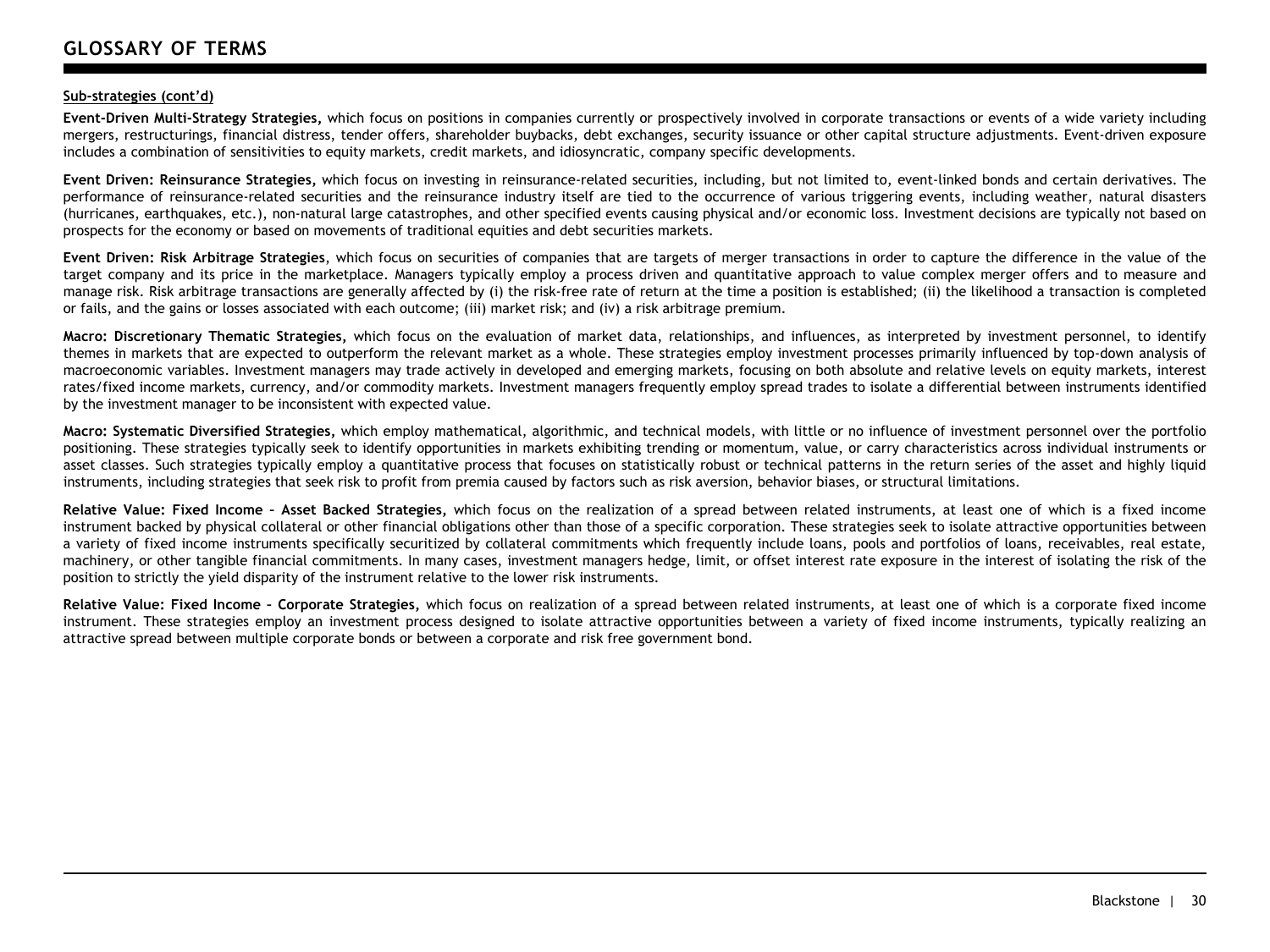# GLOSSARY OF TERMS

**Sub-strategies (cont'd)**

**Event-Driven Multi-Strategy Strategies,** which focus on positions in companies currently or prospectively involved in corporate transactions or events of a wide variety including mergers, restructurings, financial distress, tender offers, shareholder buybacks, debt exchanges, security issuance or other capital structure adjustments. Event-driven exposure includes a combination of sensitivities to equity markets, credit markets, and idiosyncratic, company specific developments.

**Event Driven: Reinsurance Strategies,** which focus on investing in reinsurance-related securities, including, but not limited to, event-linked bonds and certain derivatives. The performance of reinsurance-related securities and the reinsurance industry itself are tied to the occurrence of various triggering events, including weather, natural disasters (hurricanes, earthquakes, etc.), non-natural large catastrophes, and other specified events causing physical and/or economic loss. Investment decisions are typically not based on prospects for the economy or based on movements of traditional equities and debt securities markets.

**Event Driven: Risk Arbitrage Strategies**, which focus on securities of companies that are targets of merger transactions in order to capture the difference in the value of the target company and its price in the marketplace. Managers typically employ a process driven and quantitative approach to value complex merger offers and to measure and manage risk. Risk arbitrage transactions are generally affected by (i) the risk-free rate of return at the time a position is established; (ii) the likelihood a transaction is completed or fails, and the gains or losses associated with each outcome; (iii) market risk; and (iv) a risk arbitrage premium.

**Macro: Discretionary Thematic Strategies,** which focus on the evaluation of market data, relationships, and influences, as interpreted by investment personnel, to identify themes in markets that are expected to outperform the relevant market as a whole. These strategies employ investment processes primarily influenced by top-down analysis of macroeconomic variables. Investment managers may trade actively in developed and emerging markets, focusing on both absolute and relative levels on equity markets, interest rates/fixed income markets, currency, and/or commodity markets. Investment managers frequently employ spread trades to isolate a differential between instruments identified by the investment manager to be inconsistent with expected value.

**Macro: Systematic Diversified Strategies,** which employ mathematical, algorithmic, and technical models, with little or no influence of investment personnel over the portfolio positioning. These strategies typically seek to identify opportunities in markets exhibiting trending or momentum, value, or carry characteristics across individual instruments or asset classes. Such strategies typically employ a quantitative process that focuses on statistically robust or technical patterns in the return series of the asset and highly liquid instruments, including strategies that seek risk to profit from premia caused by factors such as risk aversion, behavior biases, or structural limitations.

**Relative Value: Fixed Income – Asset Backed Strategies,** which focus on the realization of a spread between related instruments, at least one of which is a fixed income instrument backed by physical collateral or other financial obligations other than those of a specific corporation. These strategies seek to isolate attractive opportunities between a variety of fixed income instruments specifically securitized by collateral commitments which frequently include loans, pools and portfolios of loans, receivables, real estate, machinery, or other tangible financial commitments. In many cases, investment managers hedge, limit, or offset interest rate exposure in the interest of isolating the risk of the position to strictly the yield disparity of the instrument relative to the lower risk instruments.

**Relative Value: Fixed Income – Corporate Strategies,** which focus on realization of a spread between related instruments, at least one of which is a corporate fixed income instrument. These strategies employ an investment process designed to isolate attractive opportunities between a variety of fixed income instruments, typically realizing an attractive spread between multiple corporate bonds or between a corporate and risk free government bond.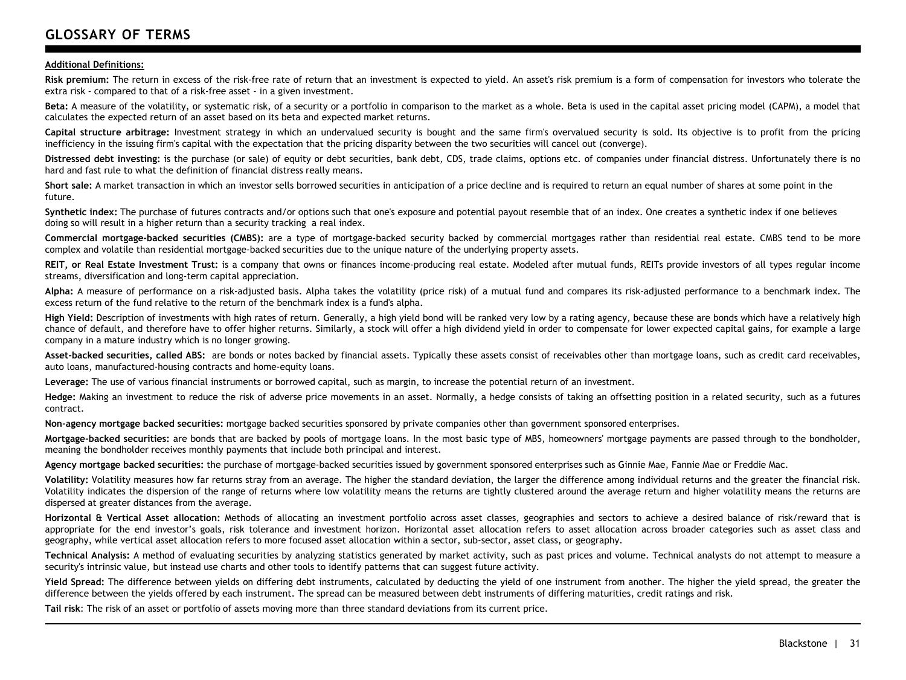# GLOSSARY OF TERMS

**Additional Definitions:**

**Risk premium:** The return in excess of the risk-free rate of return that an investment is expected to yield. An asset's risk premium is a form of compensation for investors who tolerate the extra risk - compared to that of a risk-free asset - in a given investment.

**Beta:** A measure of the volatility, or systematic risk, of a security or a portfolio in comparison to the market as a whole. Beta is used in the capital asset pricing model (CAPM), a model that calculates the expected return of an asset based on its beta and expected market returns.

**Capital structure arbitrage:** Investment strategy in which an undervalued security is bought and the same firm's overvalued security is sold. Its objective is to profit from the pricing inefficiency in the issuing firm's capital with the expectation that the pricing disparity between the two securities will cancel out (converge).

**Distressed debt investing:** is the purchase (or sale) of equity or debt securities, bank debt, CDS, trade claims, options etc. of companies under financial distress. Unfortunately there is no hard and fast rule to what the definition of financial distress really means.

**Short sale:** A market transaction in which an investor sells borrowed securities in anticipation of a price decline and is required to return an equal number of shares at some point in the future.

**Synthetic index:** The purchase of futures contracts and/or options such that one's exposure and potential payout resemble that of an index. One creates a synthetic index if one believes doing so will result in a higher return than a security tracking a real index.

**Commercial mortgage-backed securities (CMBS):** are a type of mortgage-backed security backed by commercial mortgages rather than residential real estate. CMBS tend to be more complex and volatile than residential mortgage-backed securities due to the unique nature of the underlying property assets.

**REIT, or Real Estate Investment Trust:** is a company that owns or finances income-producing real estate. Modeled after mutual funds, REITs provide investors of all types regular income streams, diversification and long-term capital appreciation.

**Alpha:** A measure of performance on a risk-adjusted basis. Alpha takes the volatility (price risk) of a mutual fund and compares its risk-adjusted performance to a benchmark index. The excess return of the fund relative to the return of the benchmark index is a fund's alpha.

**High Yield:** Description of investments with high rates of return. Generally, a high yield bond will be ranked very low by a rating agency, because these are bonds which have a relatively high chance of default, and therefore have to offer higher returns. Similarly, a stock will offer a high dividend yield in order to compensate for lower expected capital gains, for example a large company in a mature industry which is no longer growing.

**Asset-backed securities, called ABS:** are bonds or notes backed by financial assets. Typically these assets consist of receivables other than mortgage loans, such as credit card receivables, auto loans, manufactured-housing contracts and home-equity loans.

**Leverage:** The use of various financial instruments or borrowed capital, such as margin, to increase the potential return of an investment.

**Hedge:** Making an investment to reduce the risk of adverse price movements in an asset. Normally, a hedge consists of taking an offsetting position in a related security, such as a futures contract.

**Non-agency mortgage backed securities:** mortgage backed securities sponsored by private companies other than government sponsored enterprises.

**Mortgage-backed securities:** are bonds that are backed by pools of mortgage loans. In the most basic type of MBS, homeowners' mortgage payments are passed through to the bondholder, meaning the bondholder receives monthly payments that include both principal and interest.

**Agency mortgage backed securities:** the purchase of mortgage-backed securities issued by government sponsored enterprises such as Ginnie Mae, Fannie Mae or Freddie Mac.

**Volatility:** Volatility measures how far returns stray from an average. The higher the standard deviation, the larger the difference among individual returns and the greater the financial risk. Volatility indicates the dispersion of the range of returns where low volatility means the returns are tightly clustered around the average return and higher volatility means the returns are dispersed at greater distances from the average.

**Horizontal & Vertical Asset allocation:** Methods of allocating an investment portfolio across asset classes, geographies and sectors to achieve a desired balance of risk/reward that is appropriate for the end investor's goals, risk tolerance and investment horizon. Horizontal asset allocation refers to asset allocation across broader categories such as asset class and geography, while vertical asset allocation refers to more focused asset allocation within a sector, sub-sector, asset class, or geography.

**Technical Analysis:** A method of evaluating securities by analyzing statistics generated by market activity, such as past prices and volume. Technical analysts do not attempt to measure a security's intrinsic value, but instead use charts and other tools to identify patterns that can suggest future activity.

**Yield Spread:** The difference between yields on differing debt instruments, calculated by deducting the yield of one instrument from another. The higher the yield spread, the greater the difference between the yields offered by each instrument. The spread can be measured between debt instruments of differing maturities, credit ratings and risk.

**Tail risk**: The risk of an asset or portfolio of assets moving more than three standard deviations from its current price.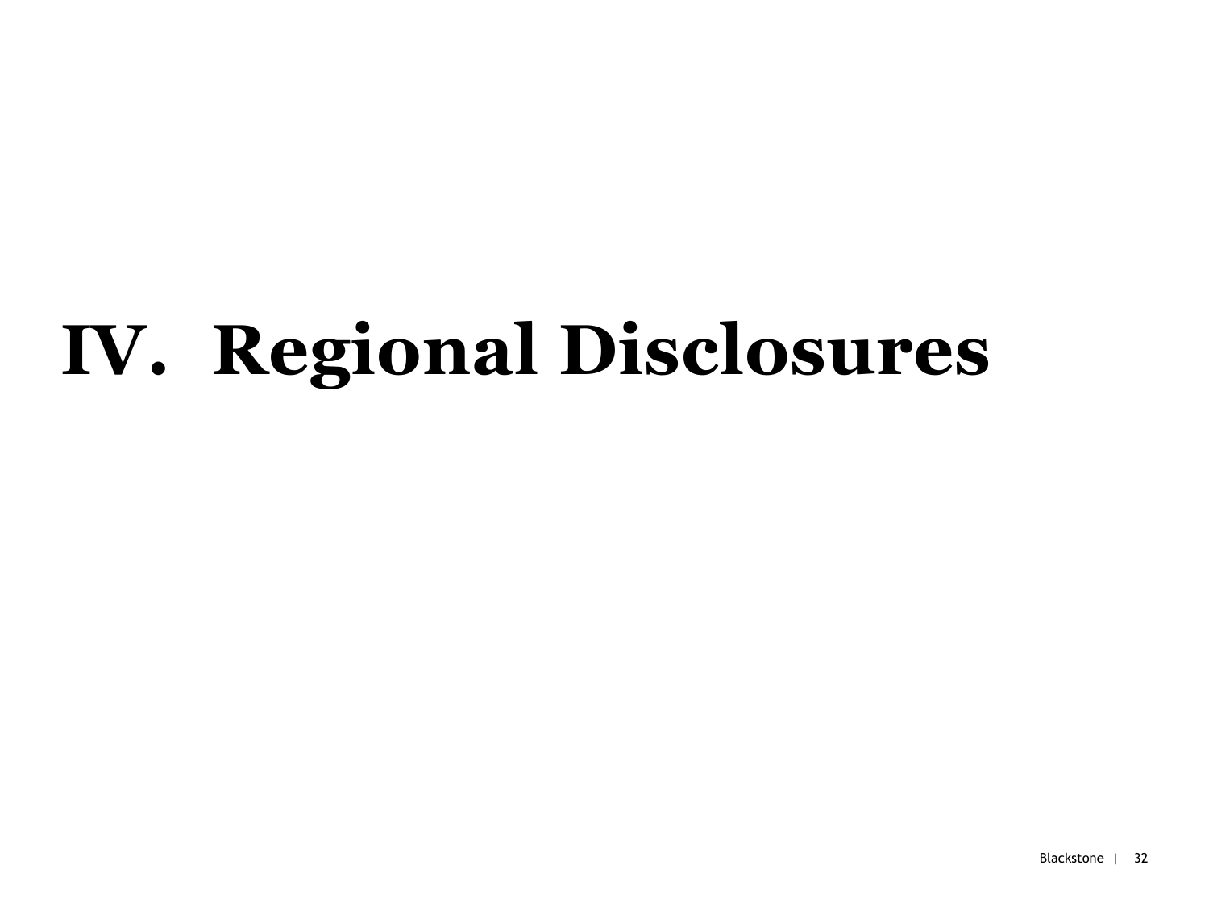# IV. Regional Disclosures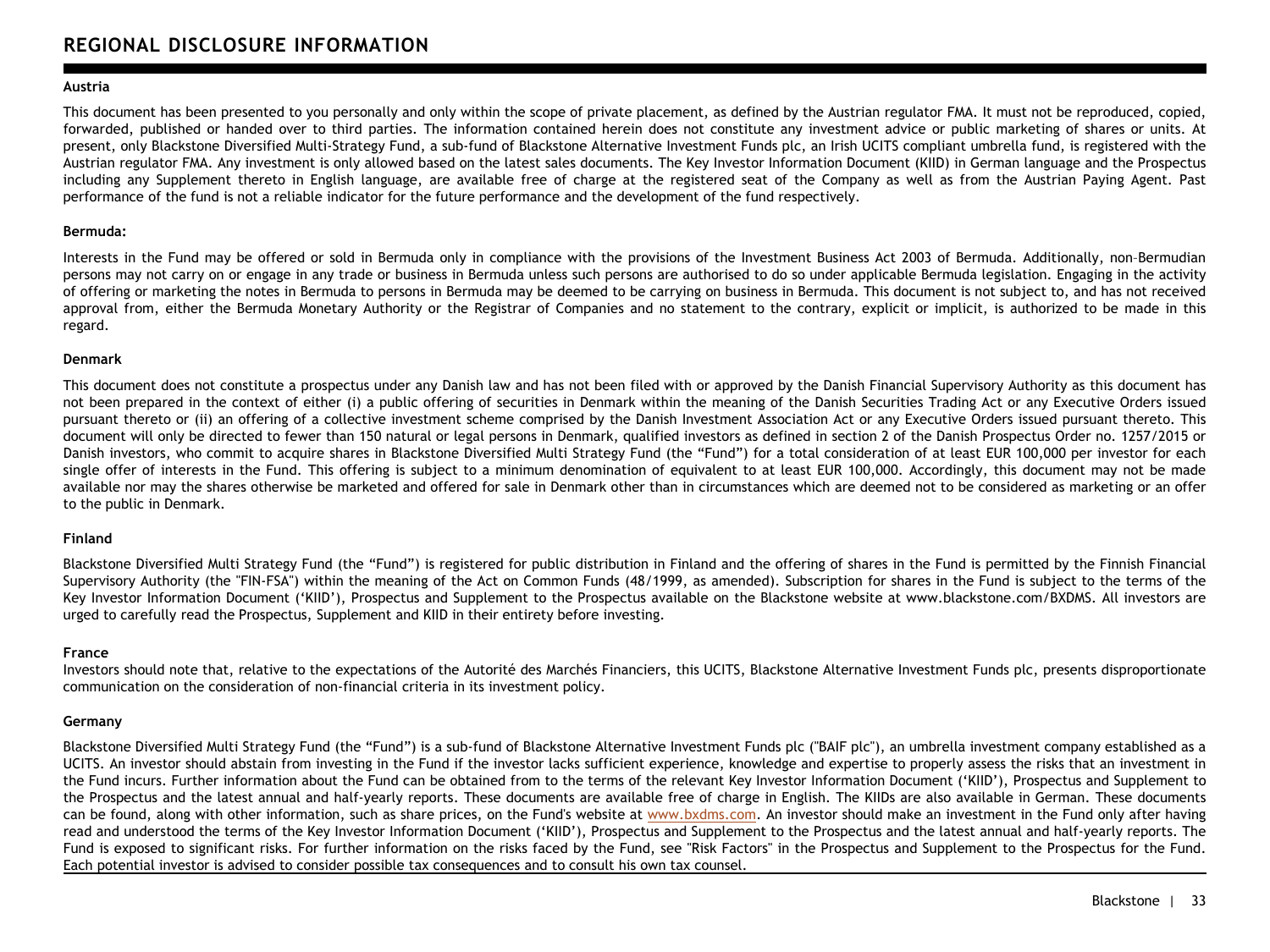# REGIONAL DISCLOSURE INFORMATION

**Austria**

This document has been presented to you personally and only within the scope of private placement, as defined by the Austrian regulator FMA. It must not be reproduced, copied, forwarded, published or handed over to third parties. The information contained herein does not constitute any investment advice or public marketing of shares or units. At present, only Blackstone Diversified Multi-Strategy Fund, a sub-fund of Blackstone Alternative Investment Funds plc, an Irish UCITS compliant umbrella fund, is registered with the Austrian regulator FMA. Any investment is only allowed based on the latest sales documents. The Key Investor Information Document (KIID) in German language and the Prospectus including any Supplement thereto in English language, are available free of charge at the registered seat of the Company as well as from the Austrian Paying Agent. Past performance of the fund is not a reliable indicator for the future performance and the development of the fund respectively.

**Bermuda:**

Interests in the Fund may be offered or sold in Bermuda only in compliance with the provisions of the Investment Business Act 2003 of Bermuda. Additionally, non–Bermudian persons may not carry on or engage in any trade or business in Bermuda unless such persons are authorised to do so under applicable Bermuda legislation. Engaging in the activity of offering or marketing the notes in Bermuda to persons in Bermuda may be deemed to be carrying on business in Bermuda. This document is not subject to, and has not received approval from, either the Bermuda Monetary Authority or the Registrar of Companies and no statement to the contrary, explicit or implicit, is authorized to be made in this regard.

**Denmark**

This document does not constitute a prospectus under any Danish law and has not been filed with or approved by the Danish Financial Supervisory Authority as this document has not been prepared in the context of either (i) a public offering of securities in Denmark within the meaning of the Danish Securities Trading Act or any Executive Orders issued pursuant thereto or (ii) an offering of a collective investment scheme comprised by the Danish Investment Association Act or any Executive Orders issued pursuant thereto. This document will only be directed to fewer than 150 natural or legal persons in Denmark, qualified investors as defined in section 2 of the Danish Prospectus Order no. 1257/2015 or Danish investors, who commit to acquire shares in Blackstone Diversified Multi Strategy Fund (the "Fund") for a total consideration of at least EUR 100,000 per investor for each single offer of interests in the Fund. This offering is subject to a minimum denomination of equivalent to at least EUR 100,000. Accordingly, this document may not be made available nor may the shares otherwise be marketed and offered for sale in Denmark other than in circumstances which are deemed not to be considered as marketing or an offer to the public in Denmark.

**Finland**

Blackstone Diversified Multi Strategy Fund (the "Fund") is registered for public distribution in Finland and the offering of shares in the Fund is permitted by the Finnish Financial Supervisory Authority (the "FIN-FSA") within the meaning of the Act on Common Funds (48/1999, as amended). Subscription for shares in the Fund is subject to the terms of the Key Investor Information Document ('KIID'), Prospectus and Supplement to the Prospectus available on the Blackstone website at www.blackstone.com/BXDMS. All investors are urged to carefully read the Prospectus, Supplement and KIID in their entirety before investing.

**France**

Investors should note that, relative to the expectations of the Autorité des Marchés Financiers, this UCITS, Blackstone Alternative Investment Funds plc, presents disproportionate communication on the consideration of non-financial criteria in its investment policy.

**Germany**

Blackstone Diversified Multi Strategy Fund (the "Fund") is a sub-fund of Blackstone Alternative Investment Funds plc ("BAIF plc"), an umbrella investment company established as a UCITS. An investor should abstain from investing in the Fund if the investor lacks sufficient experience, knowledge and expertise to properly assess the risks that an investment in the Fund incurs. Further information about the Fund can be obtained from to the terms of the relevant Key Investor Information Document ('KIID'), Prospectus and Supplement to the Prospectus and the latest annual and half-yearly reports. These documents are available free of charge in English. The KIIDs are also available in German. These documents can be found, along with other information, such as share prices, on the Fund's website at [www.bxdms.com](www.bxdms.com). An investor should make an investment in the Fund only after having read and understood the terms of the Key Investor Information Document ('KIID'), Prospectus and Supplement to the Prospectus and the latest annual and half-yearly reports. The Fund is exposed to significant risks. For further information on the risks faced by the Fund, see "Risk Factors" in the Prospectus and Supplement to the Prospectus for the Fund. Each potential investor is advised to consider possible tax consequences and to consult his own tax counsel.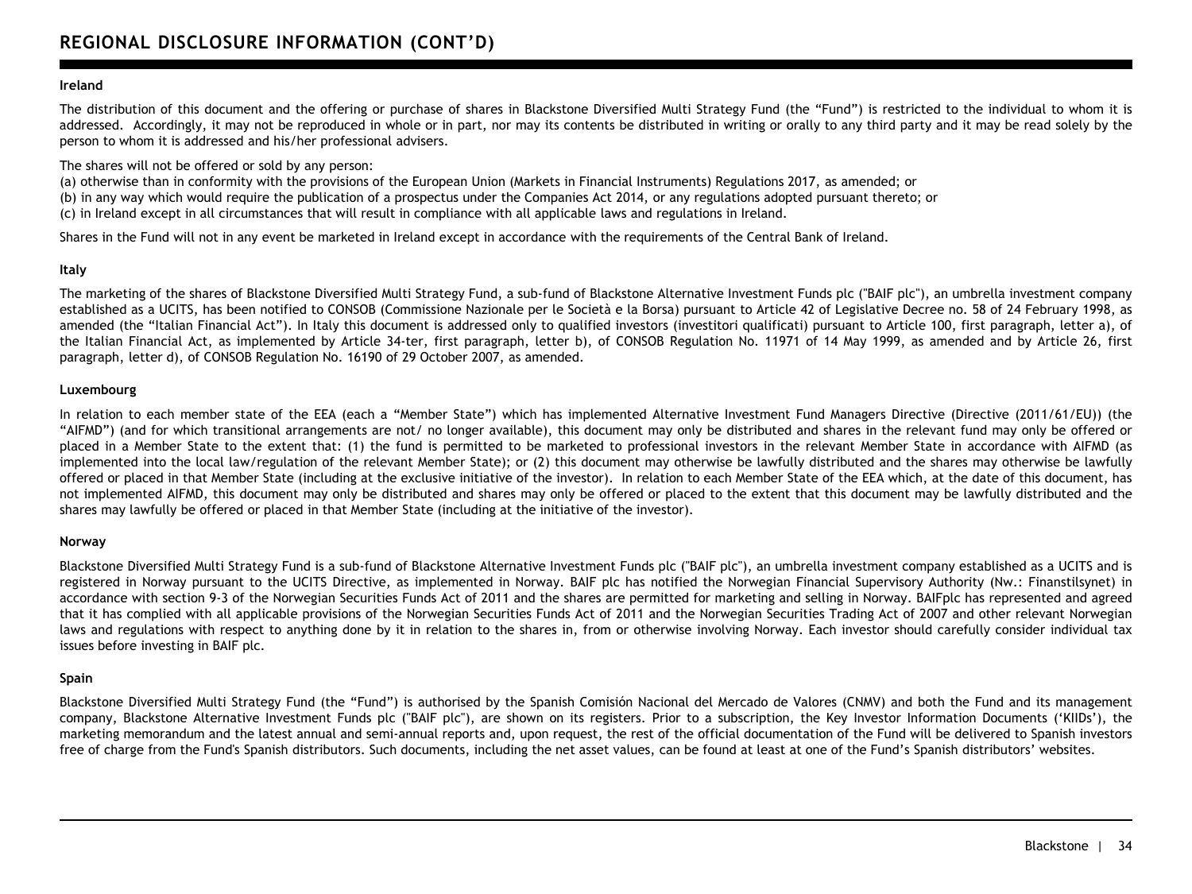# REGIONAL DISCLOSURE INFORMATION (CONT'D)

**Ireland**

The distribution of this document and the offering or purchase of shares in Blackstone Diversified Multi Strategy Fund (the "Fund") is restricted to the individual to whom it is addressed. Accordingly, it may not be reproduced in whole or in part, nor may its contents be distributed in writing or orally to any third party and it may be read solely by the person to whom it is addressed and his/her professional advisers.

The shares will not be offered or sold by any person:

(a) otherwise than in conformity with the provisions of the European Union (Markets in Financial Instruments) Regulations 2017, as amended; or
(b) in any way which would require the publication of a prospectus under the Companies Act 2014, or any regulations adopted pursuant thereto; or
(c) in Ireland except in all circumstances that will result in compliance with all applicable laws and regulations in Ireland.

Shares in the Fund will not in any event be marketed in Ireland except in accordance with the requirements of the Central Bank of Ireland.

**Italy**

The marketing of the shares of Blackstone Diversified Multi Strategy Fund, a sub-fund of Blackstone Alternative Investment Funds plc ("BAIF plc"), an umbrella investment company established as a UCITS, has been notified to CONSOB (Commissione Nazionale per le Società e la Borsa) pursuant to Article 42 of Legislative Decree no. 58 of 24 February 1998, as amended (the "Italian Financial Act"). In Italy this document is addressed only to qualified investors (investitori qualificati) pursuant to Article 100, first paragraph, letter a), of the Italian Financial Act, as implemented by Article 34-ter, first paragraph, letter b), of CONSOB Regulation No. 11971 of 14 May 1999, as amended and by Article 26, first paragraph, letter d), of CONSOB Regulation No. 16190 of 29 October 2007, as amended.

**Luxembourg**

In relation to each member state of the EEA (each a "Member State") which has implemented Alternative Investment Fund Managers Directive (Directive (2011/61/EU)) (the "AIFMD") (and for which transitional arrangements are not/ no longer available), this document may only be distributed and shares in the relevant fund may only be offered or placed in a Member State to the extent that: (1) the fund is permitted to be marketed to professional investors in the relevant Member State in accordance with AIFMD (as implemented into the local law/regulation of the relevant Member State); or (2) this document may otherwise be lawfully distributed and the shares may otherwise be lawfully offered or placed in that Member State (including at the exclusive initiative of the investor). In relation to each Member State of the EEA which, at the date of this document, has not implemented AIFMD, this document may only be distributed and shares may only be offered or placed to the extent that this document may be lawfully distributed and the shares may lawfully be offered or placed in that Member State (including at the initiative of the investor).

**Norway**

Blackstone Diversified Multi Strategy Fund is a sub-fund of Blackstone Alternative Investment Funds plc ("BAIF plc"), an umbrella investment company established as a UCITS and is registered in Norway pursuant to the UCITS Directive, as implemented in Norway. BAIF plc has notified the Norwegian Financial Supervisory Authority (Nw.: Finanstilsynet) in accordance with section 9-3 of the Norwegian Securities Funds Act of 2011 and the shares are permitted for marketing and selling in Norway. BAIFplc has represented and agreed that it has complied with all applicable provisions of the Norwegian Securities Funds Act of 2011 and the Norwegian Securities Trading Act of 2007 and other relevant Norwegian laws and regulations with respect to anything done by it in relation to the shares in, from or otherwise involving Norway. Each investor should carefully consider individual tax issues before investing in BAIF plc.

**Spain**

Blackstone Diversified Multi Strategy Fund (the "Fund") is authorised by the Spanish Comisión Nacional del Mercado de Valores (CNMV) and both the Fund and its management company, Blackstone Alternative Investment Funds plc ("BAIF plc"), are shown on its registers. Prior to a subscription, the Key Investor Information Documents ('KIIDs'), the marketing memorandum and the latest annual and semi-annual reports and, upon request, the rest of the official documentation of the Fund will be delivered to Spanish investors free of charge from the Fund's Spanish distributors. Such documents, including the net asset values, can be found at least at one of the Fund's Spanish distributors' websites.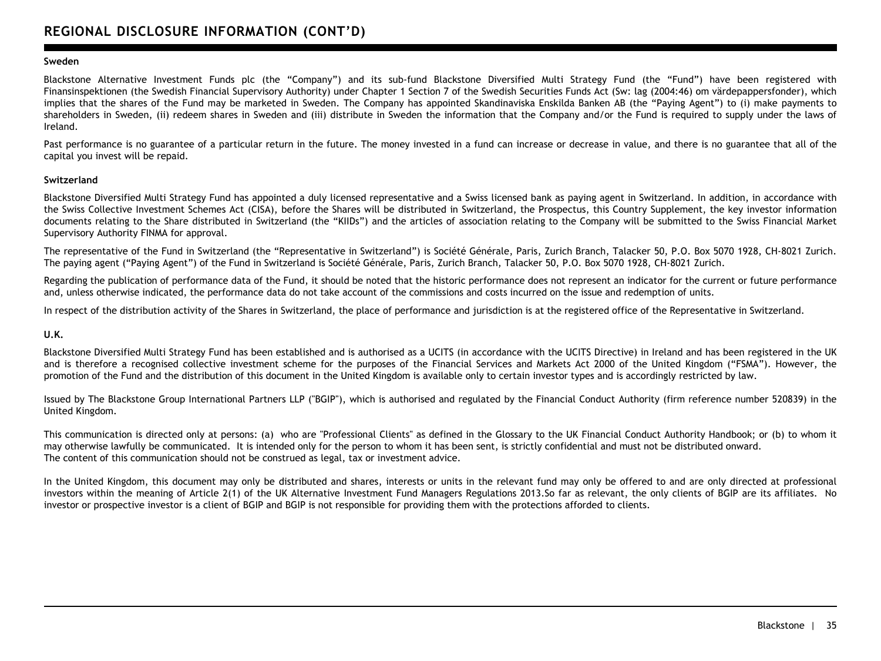## REGIONAL DISCLOSURE INFORMATION (CONT'D)

**Sweden**

Blackstone Alternative Investment Funds plc (the "Company") and its sub-fund Blackstone Diversified Multi Strategy Fund (the "Fund") have been registered with Finansinspektionen (the Swedish Financial Supervisory Authority) under Chapter 1 Section 7 of the Swedish Securities Funds Act (Sw: lag (2004:46) om värdepappersfonder), which implies that the shares of the Fund may be marketed in Sweden. The Company has appointed Skandinaviska Enskilda Banken AB (the "Paying Agent") to (i) make payments to shareholders in Sweden, (ii) redeem shares in Sweden and (iii) distribute in Sweden the information that the Company and/or the Fund is required to supply under the laws of Ireland.

Past performance is no guarantee of a particular return in the future. The money invested in a fund can increase or decrease in value, and there is no guarantee that all of the capital you invest will be repaid.

**Switzerland**

Blackstone Diversified Multi Strategy Fund has appointed a duly licensed representative and a Swiss licensed bank as paying agent in Switzerland. In addition, in accordance with the Swiss Collective Investment Schemes Act (CISA), before the Shares will be distributed in Switzerland, the Prospectus, this Country Supplement, the key investor information documents relating to the Share distributed in Switzerland (the "KIIDs") and the articles of association relating to the Company will be submitted to the Swiss Financial Market Supervisory Authority FINMA for approval.

The representative of the Fund in Switzerland (the "Representative in Switzerland") is Société Générale, Paris, Zurich Branch, Talacker 50, P.O. Box 5070 1928, CH-8021 Zurich. The paying agent ("Paying Agent") of the Fund in Switzerland is Société Générale, Paris, Zurich Branch, Talacker 50, P.O. Box 5070 1928, CH-8021 Zurich.

Regarding the publication of performance data of the Fund, it should be noted that the historic performance does not represent an indicator for the current or future performance and, unless otherwise indicated, the performance data do not take account of the commissions and costs incurred on the issue and redemption of units.

In respect of the distribution activity of the Shares in Switzerland, the place of performance and jurisdiction is at the registered office of the Representative in Switzerland.

**U.K.**

Blackstone Diversified Multi Strategy Fund has been established and is authorised as a UCITS (in accordance with the UCITS Directive) in Ireland and has been registered in the UK and is therefore a recognised collective investment scheme for the purposes of the Financial Services and Markets Act 2000 of the United Kingdom ("FSMA"). However, the promotion of the Fund and the distribution of this document in the United Kingdom is available only to certain investor types and is accordingly restricted by law.

Issued by The Blackstone Group International Partners LLP ("BGIP"), which is authorised and regulated by the Financial Conduct Authority (firm reference number 520839) in the United Kingdom.

This communication is directed only at persons: (a) who are "Professional Clients" as defined in the Glossary to the UK Financial Conduct Authority Handbook; or (b) to whom it may otherwise lawfully be communicated. It is intended only for the person to whom it has been sent, is strictly confidential and must not be distributed onward.
The content of this communication should not be construed as legal, tax or investment advice.

In the United Kingdom, this document may only be distributed and shares, interests or units in the relevant fund may only be offered to and are only directed at professional investors within the meaning of Article 2(1) of the UK Alternative Investment Fund Managers Regulations 2013.So far as relevant, the only clients of BGIP are its affiliates. No investor or prospective investor is a client of BGIP and BGIP is not responsible for providing them with the protections afforded to clients.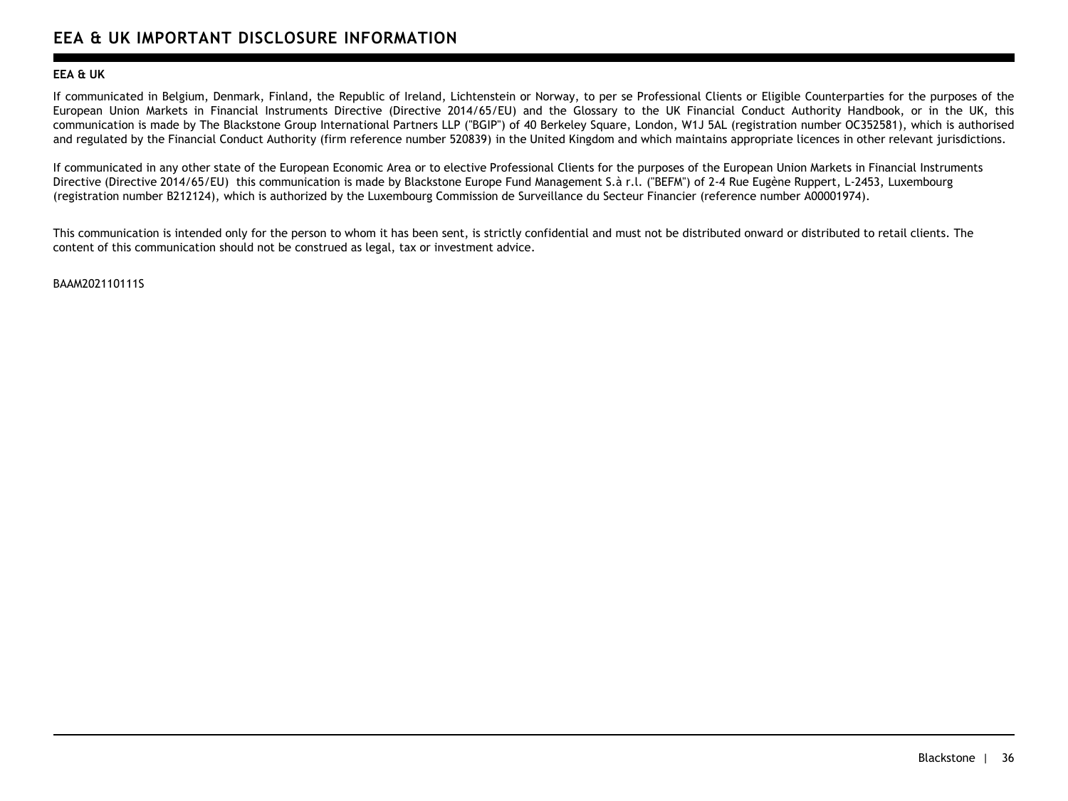# EEA & UK IMPORTANT DISCLOSURE INFORMATION

**EEA & UK**

If communicated in Belgium, Denmark, Finland, the Republic of Ireland, Lichtenstein or Norway, to per se Professional Clients or Eligible Counterparties for the purposes of the European Union Markets in Financial Instruments Directive (Directive 2014/65/EU) and the Glossary to the UK Financial Conduct Authority Handbook, or in the UK, this communication is made by The Blackstone Group International Partners LLP ("BGIP") of 40 Berkeley Square, London, W1J 5AL (registration number OC352581), which is authorised and regulated by the Financial Conduct Authority (firm reference number 520839) in the United Kingdom and which maintains appropriate licences in other relevant jurisdictions.

If communicated in any other state of the European Economic Area or to elective Professional Clients for the purposes of the European Union Markets in Financial Instruments Directive (Directive 2014/65/EU) this communication is made by Blackstone Europe Fund Management S.à r.l. ("BEFM") of 2-4 Rue Eugène Ruppert, L-2453, Luxembourg (registration number B212124), which is authorized by the Luxembourg Commission de Surveillance du Secteur Financier (reference number A00001974).

This communication is intended only for the person to whom it has been sent, is strictly confidential and must not be distributed onward or distributed to retail clients. The content of this communication should not be construed as legal, tax or investment advice.

BAAM202110111S